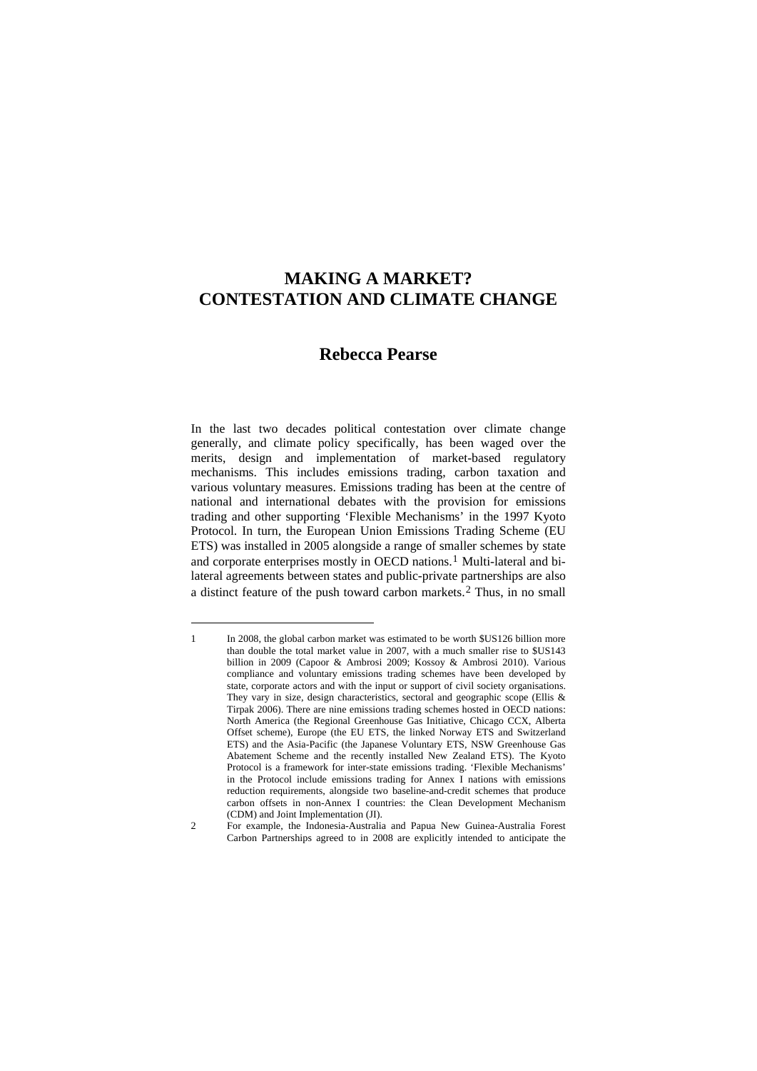# MAKING A MARKET? CONTESTATION AND CLIMATE CHANGE

## Rebecca Pearse

In the last two decades political contestation over climate change generally, and climate policy specifically, has been waged over the merits, design and implementation of market-based regulatory mechanisms. This includes emissions trading, carbon taxation and various voluntary measures. Emissions trading has been at the centre of national and international debates with the provision for emissions trading and other supporting 'Flexible Mechanisms' in the 1997 Kyoto Protocol. In turn, the European Union Emissions Trading Scheme (EU ETS) was installed in 2005 alongside a range of smaller schemes by state and corporate enterprises mostly in OECD nations.[1] Multi-lateral and bi-lateral agreements between states and public-private partnerships are also a distinct feature of the push toward carbon markets.[2] Thus, in no small

---

1 In 2008, the global carbon market was estimated to be worth $US126 billion more than double the total market value in 2007, with a much smaller rise to $US143 billion in 2009 (Capoor & Ambrosi 2009; Kossoy & Ambrosi 2010). Various compliance and voluntary emissions trading schemes have been developed by state, corporate actors and with the input or support of civil society organisations. They vary in size, design characteristics, sectoral and geographic scope (Ellis & Tirpak 2006). There are nine emissions trading schemes hosted in OECD nations: North America (the Regional Greenhouse Gas Initiative, Chicago CCX, Alberta Offset scheme), Europe (the EU ETS, the linked Norway ETS and Switzerland ETS) and the Asia-Pacific (the Japanese Voluntary ETS, NSW Greenhouse Gas Abatement Scheme and the recently installed New Zealand ETS). The Kyoto Protocol is a framework for inter-state emissions trading. 'Flexible Mechanisms' in the Protocol include emissions trading for Annex I nations with emissions reduction requirements, alongside two baseline-and-credit schemes that produce carbon offsets in non-Annex I countries: the Clean Development Mechanism (CDM) and Joint Implementation (JI).

2 For example, the Indonesia-Australia and Papua New Guinea-Australia Forest Carbon Partnerships agreed to in 2008 are explicitly intended to anticipate the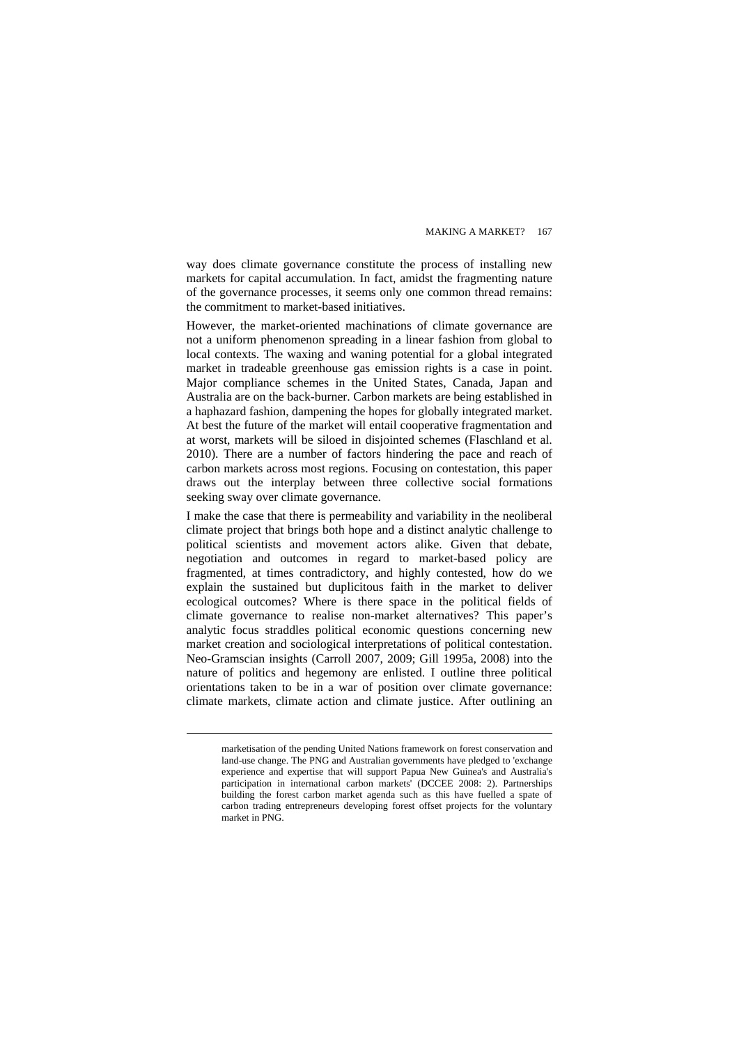way does climate governance constitute the process of installing new markets for capital accumulation. In fact, amidst the fragmenting nature of the governance processes, it seems only one common thread remains: the commitment to market-based initiatives.

However, the market-oriented machinations of climate governance are not a uniform phenomenon spreading in a linear fashion from global to local contexts. The waxing and waning potential for a global integrated market in tradeable greenhouse gas emission rights is a case in point. Major compliance schemes in the United States, Canada, Japan and Australia are on the back-burner. Carbon markets are being established in a haphazard fashion, dampening the hopes for globally integrated market. At best the future of the market will entail cooperative fragmentation and at worst, markets will be siloed in disjointed schemes (Flaschland et al. 2010). There are a number of factors hindering the pace and reach of carbon markets across most regions. Focusing on contestation, this paper draws out the interplay between three collective social formations seeking sway over climate governance.

I make the case that there is permeability and variability in the neoliberal climate project that brings both hope and a distinct analytic challenge to political scientists and movement actors alike. Given that debate, negotiation and outcomes in regard to market-based policy are fragmented, at times contradictory, and highly contested, how do we explain the sustained but duplicitous faith in the market to deliver ecological outcomes? Where is there space in the political fields of climate governance to realise non-market alternatives? This paper's analytic focus straddles political economic questions concerning new market creation and sociological interpretations of political contestation. Neo-Gramscian insights (Carroll 2007, 2009; Gill 1995a, 2008) into the nature of politics and hegemony are enlisted. I outline three political orientations taken to be in a war of position over climate governance: climate markets, climate action and climate justice. After outlining an

---

marketisation of the pending United Nations framework on forest conservation and land-use change. The PNG and Australian governments have pledged to 'exchange experience and expertise that will support Papua New Guinea's and Australia's participation in international carbon markets' (DCCEE 2008: 2). Partnerships building the forest carbon market agenda such as this have fuelled a spate of carbon trading entrepreneurs developing forest offset projects for the voluntary market in PNG.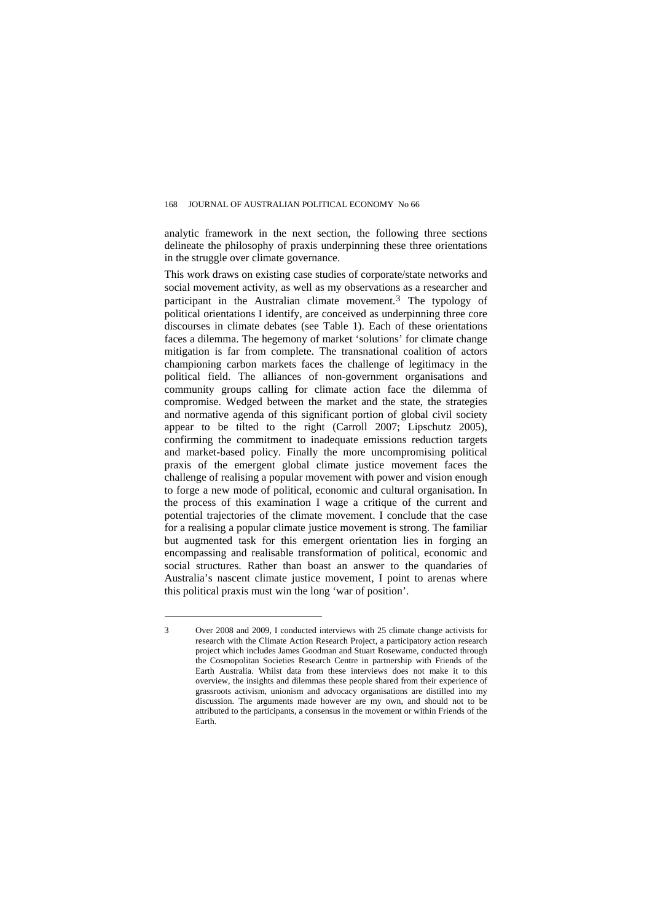analytic framework in the next section, the following three sections delineate the philosophy of praxis underpinning these three orientations in the struggle over climate governance.

This work draws on existing case studies of corporate/state networks and social movement activity, as well as my observations as a researcher and participant in the Australian climate movement.[3] The typology of political orientations I identify, are conceived as underpinning three core discourses in climate debates (see Table 1). Each of these orientations faces a dilemma. The hegemony of market 'solutions' for climate change mitigation is far from complete. The transnational coalition of actors championing carbon markets faces the challenge of legitimacy in the political field. The alliances of non-government organisations and community groups calling for climate action face the dilemma of compromise. Wedged between the market and the state, the strategies and normative agenda of this significant portion of global civil society appear to be tilted to the right (Carroll 2007; Lipschutz 2005), confirming the commitment to inadequate emissions reduction targets and market-based policy. Finally the more uncompromising political praxis of the emergent global climate justice movement faces the challenge of realising a popular movement with power and vision enough to forge a new mode of political, economic and cultural organisation. In the process of this examination I wage a critique of the current and potential trajectories of the climate movement. I conclude that the case for a realising a popular climate justice movement is strong. The familiar but augmented task for this emergent orientation lies in forging an encompassing and realisable transformation of political, economic and social structures. Rather than boast an answer to the quandaries of Australia's nascent climate justice movement, I point to arenas where this political praxis must win the long 'war of position'.

---

3 Over 2008 and 2009, I conducted interviews with 25 climate change activists for research with the Climate Action Research Project, a participatory action research project which includes James Goodman and Stuart Rosewarne, conducted through the Cosmopolitan Societies Research Centre in partnership with Friends of the Earth Australia. Whilst data from these interviews does not make it to this overview, the insights and dilemmas these people shared from their experience of grassroots activism, unionism and advocacy organisations are distilled into my discussion. The arguments made however are my own, and should not to be attributed to the participants, a consensus in the movement or within Friends of the Earth.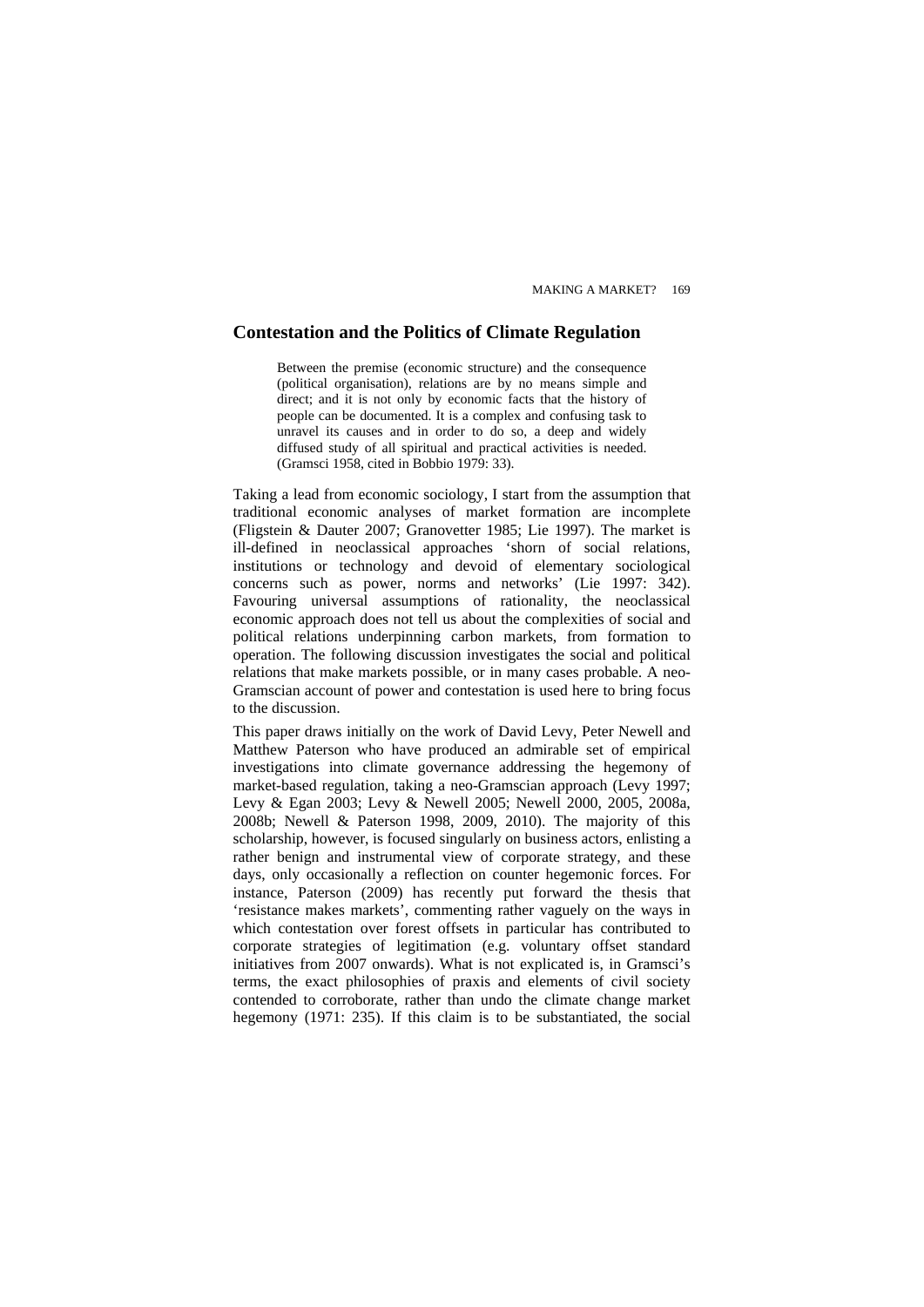## Contestation and the Politics of Climate Regulation

> Between the premise (economic structure) and the consequence (political organisation), relations are by no means simple and direct; and it is not only by economic facts that the history of people can be documented. It is a complex and confusing task to unravel its causes and in order to do so, a deep and widely diffused study of all spiritual and practical activities is needed. (Gramsci 1958, cited in Bobbio 1979: 33).

Taking a lead from economic sociology, I start from the assumption that traditional economic analyses of market formation are incomplete (Fligstein & Dauter 2007; Granovetter 1985; Lie 1997). The market is ill-defined in neoclassical approaches 'shorn of social relations, institutions or technology and devoid of elementary sociological concerns such as power, norms and networks' (Lie 1997: 342). Favouring universal assumptions of rationality, the neoclassical economic approach does not tell us about the complexities of social and political relations underpinning carbon markets, from formation to operation. The following discussion investigates the social and political relations that make markets possible, or in many cases probable. A neo-Gramscian account of power and contestation is used here to bring focus to the discussion.

This paper draws initially on the work of David Levy, Peter Newell and Matthew Paterson who have produced an admirable set of empirical investigations into climate governance addressing the hegemony of market-based regulation, taking a neo-Gramscian approach (Levy 1997; Levy & Egan 2003; Levy & Newell 2005; Newell 2000, 2005, 2008a, 2008b; Newell & Paterson 1998, 2009, 2010). The majority of this scholarship, however, is focused singularly on business actors, enlisting a rather benign and instrumental view of corporate strategy, and these days, only occasionally a reflection on counter hegemonic forces. For instance, Paterson (2009) has recently put forward the thesis that 'resistance makes markets', commenting rather vaguely on the ways in which contestation over forest offsets in particular has contributed to corporate strategies of legitimation (e.g. voluntary offset standard initiatives from 2007 onwards). What is not explicated is, in Gramsci's terms, the exact philosophies of praxis and elements of civil society contended to corroborate, rather than undo the climate change market hegemony (1971: 235). If this claim is to be substantiated, the social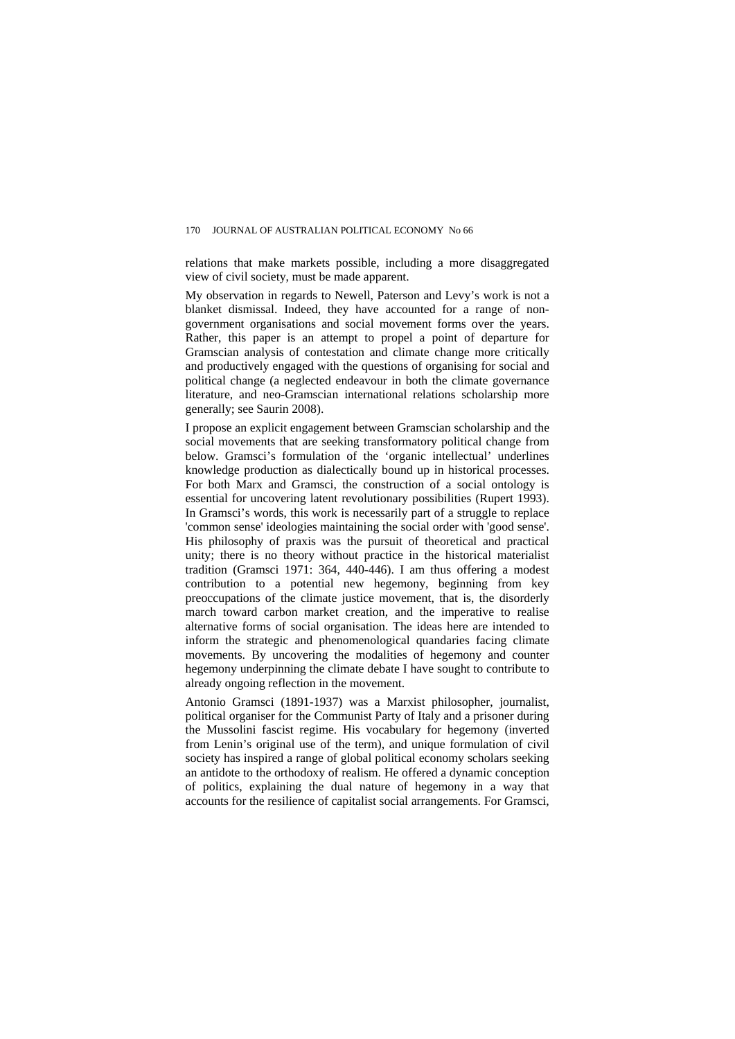relations that make markets possible, including a more disaggregated view of civil society, must be made apparent.

My observation in regards to Newell, Paterson and Levy's work is not a blanket dismissal. Indeed, they have accounted for a range of non-government organisations and social movement forms over the years. Rather, this paper is an attempt to propel a point of departure for Gramscian analysis of contestation and climate change more critically and productively engaged with the questions of organising for social and political change (a neglected endeavour in both the climate governance literature, and neo-Gramscian international relations scholarship more generally; see Saurin 2008).

I propose an explicit engagement between Gramscian scholarship and the social movements that are seeking transformatory political change from below. Gramsci's formulation of the 'organic intellectual' underlines knowledge production as dialectically bound up in historical processes. For both Marx and Gramsci, the construction of a social ontology is essential for uncovering latent revolutionary possibilities (Rupert 1993). In Gramsci's words, this work is necessarily part of a struggle to replace 'common sense' ideologies maintaining the social order with 'good sense'. His philosophy of praxis was the pursuit of theoretical and practical unity; there is no theory without practice in the historical materialist tradition (Gramsci 1971: 364, 440-446). I am thus offering a modest contribution to a potential new hegemony, beginning from key preoccupations of the climate justice movement, that is, the disorderly march toward carbon market creation, and the imperative to realise alternative forms of social organisation. The ideas here are intended to inform the strategic and phenomenological quandaries facing climate movements. By uncovering the modalities of hegemony and counter hegemony underpinning the climate debate I have sought to contribute to already ongoing reflection in the movement.

Antonio Gramsci (1891-1937) was a Marxist philosopher, journalist, political organiser for the Communist Party of Italy and a prisoner during the Mussolini fascist regime. His vocabulary for hegemony (inverted from Lenin's original use of the term), and unique formulation of civil society has inspired a range of global political economy scholars seeking an antidote to the orthodoxy of realism. He offered a dynamic conception of politics, explaining the dual nature of hegemony in a way that accounts for the resilience of capitalist social arrangements. For Gramsci,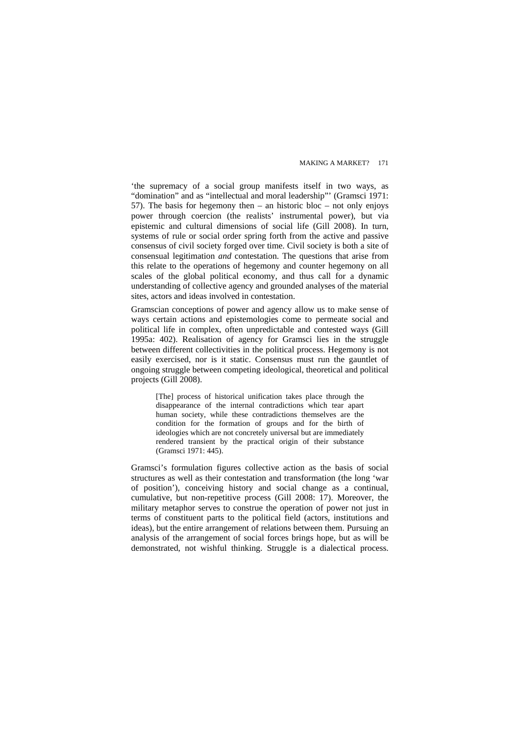'the supremacy of a social group manifests itself in two ways, as "domination" and as "intellectual and moral leadership"' (Gramsci 1971: 57). The basis for hegemony then – an historic bloc – not only enjoys power through coercion (the realists' instrumental power), but via epistemic and cultural dimensions of social life (Gill 2008). In turn, systems of rule or social order spring forth from the active and passive consensus of civil society forged over time. Civil society is both a site of consensual legitimation *and* contestation. The questions that arise from this relate to the operations of hegemony and counter hegemony on all scales of the global political economy, and thus call for a dynamic understanding of collective agency and grounded analyses of the material sites, actors and ideas involved in contestation.

Gramscian conceptions of power and agency allow us to make sense of ways certain actions and epistemologies come to permeate social and political life in complex, often unpredictable and contested ways (Gill 1995a: 402). Realisation of agency for Gramsci lies in the struggle between different collectivities in the political process. Hegemony is not easily exercised, nor is it static. Consensus must run the gauntlet of ongoing struggle between competing ideological, theoretical and political projects (Gill 2008).

> [The] process of historical unification takes place through the disappearance of the internal contradictions which tear apart human society, while these contradictions themselves are the condition for the formation of groups and for the birth of ideologies which are not concretely universal but are immediately rendered transient by the practical origin of their substance (Gramsci 1971: 445).

Gramsci's formulation figures collective action as the basis of social structures as well as their contestation and transformation (the long 'war of position'), conceiving history and social change as a continual, cumulative, but non-repetitive process (Gill 2008: 17). Moreover, the military metaphor serves to construe the operation of power not just in terms of constituent parts to the political field (actors, institutions and ideas), but the entire arrangement of relations between them. Pursuing an analysis of the arrangement of social forces brings hope, but as will be demonstrated, not wishful thinking. Struggle is a dialectical process.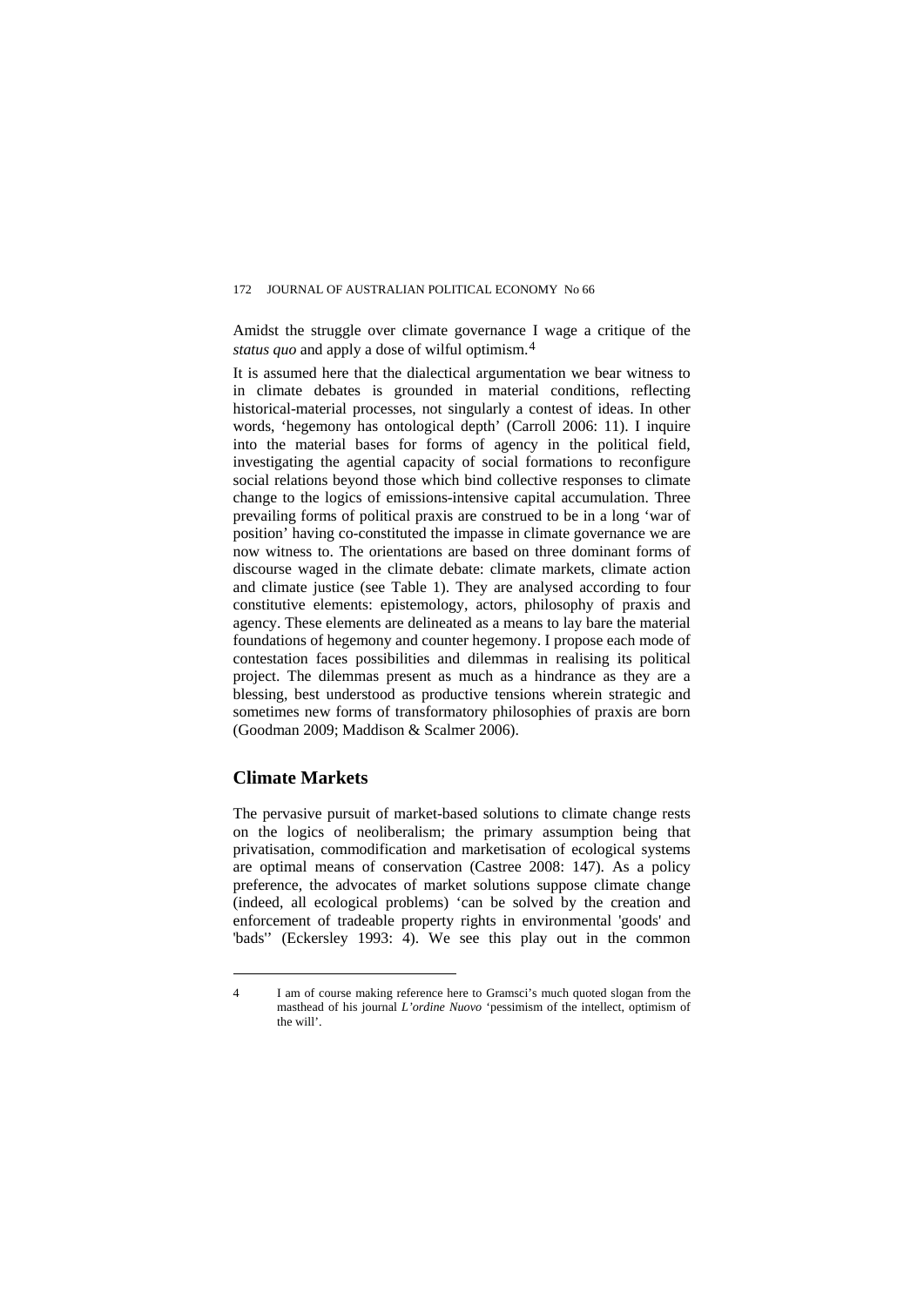Amidst the struggle over climate governance I wage a critique of the *status quo* and apply a dose of wilful optimism.[4]

It is assumed here that the dialectical argumentation we bear witness to in climate debates is grounded in material conditions, reflecting historical-material processes, not singularly a contest of ideas. In other words, 'hegemony has ontological depth' (Carroll 2006: 11). I inquire into the material bases for forms of agency in the political field, investigating the agential capacity of social formations to reconfigure social relations beyond those which bind collective responses to climate change to the logics of emissions-intensive capital accumulation. Three prevailing forms of political praxis are construed to be in a long 'war of position' having co-constituted the impasse in climate governance we are now witness to. The orientations are based on three dominant forms of discourse waged in the climate debate: climate markets, climate action and climate justice (see Table 1). They are analysed according to four constitutive elements: epistemology, actors, philosophy of praxis and agency. These elements are delineated as a means to lay bare the material foundations of hegemony and counter hegemony. I propose each mode of contestation faces possibilities and dilemmas in realising its political project. The dilemmas present as much as a hindrance as they are a blessing, best understood as productive tensions wherein strategic and sometimes new forms of transformatory philosophies of praxis are born (Goodman 2009; Maddison & Scalmer 2006).

## Climate Markets

The pervasive pursuit of market-based solutions to climate change rests on the logics of neoliberalism; the primary assumption being that privatisation, commodification and marketisation of ecological systems are optimal means of conservation (Castree 2008: 147). As a policy preference, the advocates of market solutions suppose climate change (indeed, all ecological problems) 'can be solved by the creation and enforcement of tradeable property rights in environmental 'goods' and 'bads'' (Eckersley 1993: 4). We see this play out in the common

---

4 I am of course making reference here to Gramsci's much quoted slogan from the masthead of his journal *L'ordine Nuovo* 'pessimism of the intellect, optimism of the will'.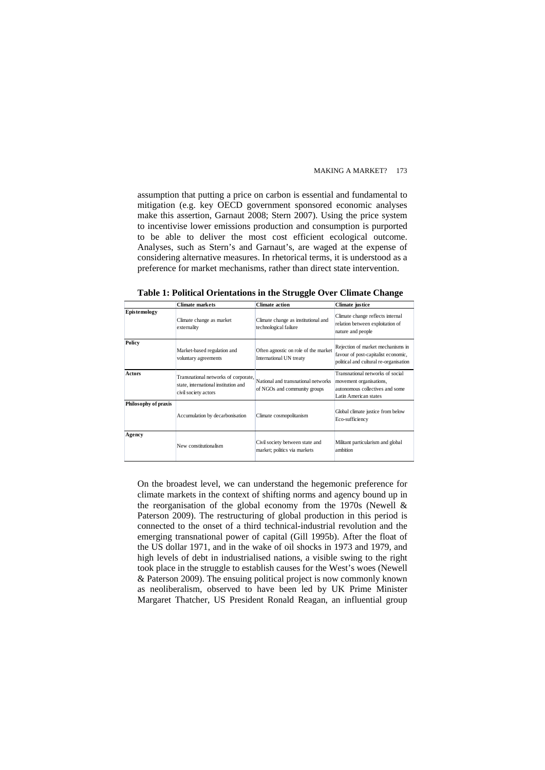assumption that putting a price on carbon is essential and fundamental to mitigation (e.g. key OECD government sponsored economic analyses make this assertion, Garnaut 2008; Stern 2007). Using the price system to incentivise lower emissions production and consumption is purported to be able to deliver the most cost efficient ecological outcome. Analyses, such as Stern's and Garnaut's, are waged at the expense of considering alternative measures. In rhetorical terms, it is understood as a preference for market mechanisms, rather than direct state intervention.

**Table 1: Political Orientations in the Struggle Over Climate Change**

| | **Climate markets** | **Climate action** | **Climate justice** |
|---|---|---|---|
| **Epistemology** | Climate change as market externality | Climate change as institutional and technological failure | Climate change reflects internal relation between exploitation of nature and people |
| **Policy** | Market-based regulation and voluntary agreements | Often agnostic on role of the market International UN treaty | Rejection of market mechanisms in favour of post-capitalist economic, political and cultural re-organisation |
| **Actors** | Transnational networks of corporate, state, international institution and civil society actors | National and transnational networks of NGOs and community groups | Transnational networks of social movement organisations, autonomous collectives and some Latin American states |
| **Philosophy of praxis** | Accumulation by decarbonisation | Climate cosmopolitanism | Global climate justice from below Eco-sufficiency |
| **Agency** | New constitutionalism | Civil society between state and market; politics via markets | Militant particularism and global ambition |

On the broadest level, we can understand the hegemonic preference for climate markets in the context of shifting norms and agency bound up in the reorganisation of the global economy from the 1970s (Newell & Paterson 2009). The restructuring of global production in this period is connected to the onset of a third technical-industrial revolution and the emerging transnational power of capital (Gill 1995b). After the float of the US dollar 1971, and in the wake of oil shocks in 1973 and 1979, and high levels of debt in industrialised nations, a visible swing to the right took place in the struggle to establish causes for the West's woes (Newell & Paterson 2009). The ensuing political project is now commonly known as neoliberalism, observed to have been led by UK Prime Minister Margaret Thatcher, US President Ronald Reagan, an influential group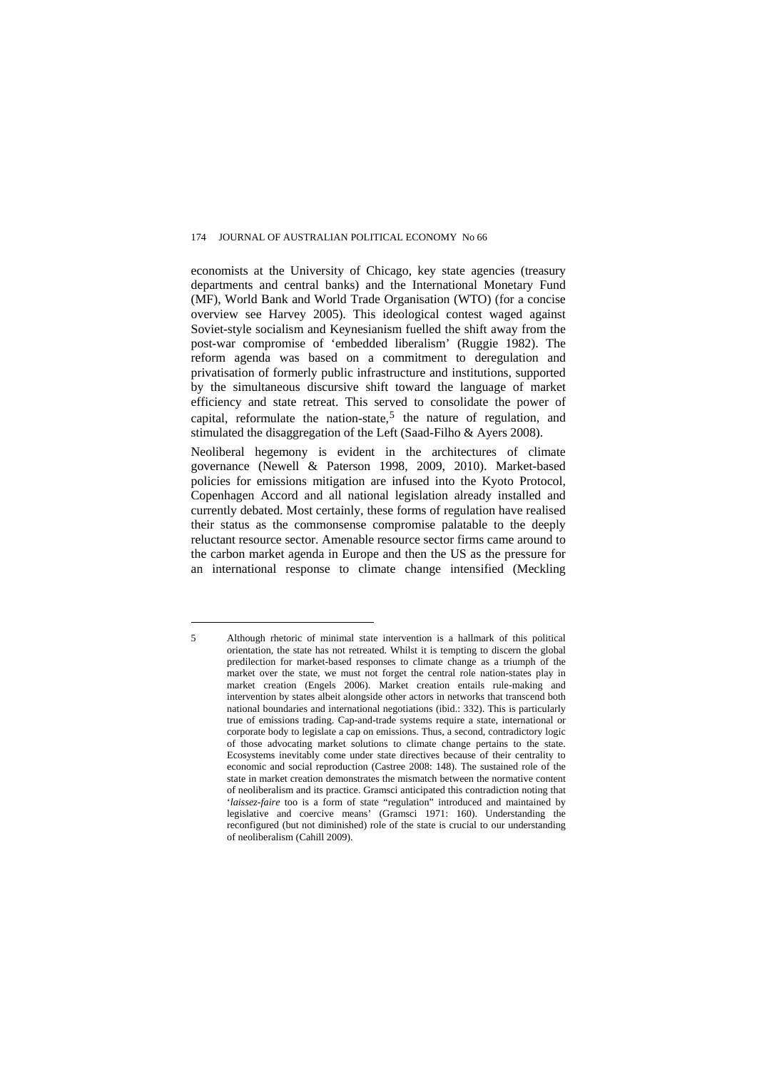economists at the University of Chicago, key state agencies (treasury departments and central banks) and the International Monetary Fund (MF), World Bank and World Trade Organisation (WTO) (for a concise overview see Harvey 2005). This ideological contest waged against Soviet-style socialism and Keynesianism fuelled the shift away from the post-war compromise of 'embedded liberalism' (Ruggie 1982). The reform agenda was based on a commitment to deregulation and privatisation of formerly public infrastructure and institutions, supported by the simultaneous discursive shift toward the language of market efficiency and state retreat. This served to consolidate the power of capital, reformulate the nation-state,[5] the nature of regulation, and stimulated the disaggregation of the Left (Saad-Filho & Ayers 2008).

Neoliberal hegemony is evident in the architectures of climate governance (Newell & Paterson 1998, 2009, 2010). Market-based policies for emissions mitigation are infused into the Kyoto Protocol, Copenhagen Accord and all national legislation already installed and currently debated. Most certainly, these forms of regulation have realised their status as the commonsense compromise palatable to the deeply reluctant resource sector. Amenable resource sector firms came around to the carbon market agenda in Europe and then the US as the pressure for an international response to climate change intensified (Meckling

---

5 Although rhetoric of minimal state intervention is a hallmark of this political orientation, the state has not retreated. Whilst it is tempting to discern the global predilection for market-based responses to climate change as a triumph of the market over the state, we must not forget the central role nation-states play in market creation (Engels 2006). Market creation entails rule-making and intervention by states albeit alongside other actors in networks that transcend both national boundaries and international negotiations (ibid.: 332). This is particularly true of emissions trading. Cap-and-trade systems require a state, international or corporate body to legislate a cap on emissions. Thus, a second, contradictory logic of those advocating market solutions to climate change pertains to the state. Ecosystems inevitably come under state directives because of their centrality to economic and social reproduction (Castree 2008: 148). The sustained role of the state in market creation demonstrates the mismatch between the normative content of neoliberalism and its practice. Gramsci anticipated this contradiction noting that '*laissez-faire* too is a form of state "regulation" introduced and maintained by legislative and coercive means' (Gramsci 1971: 160). Understanding the reconfigured (but not diminished) role of the state is crucial to our understanding of neoliberalism (Cahill 2009).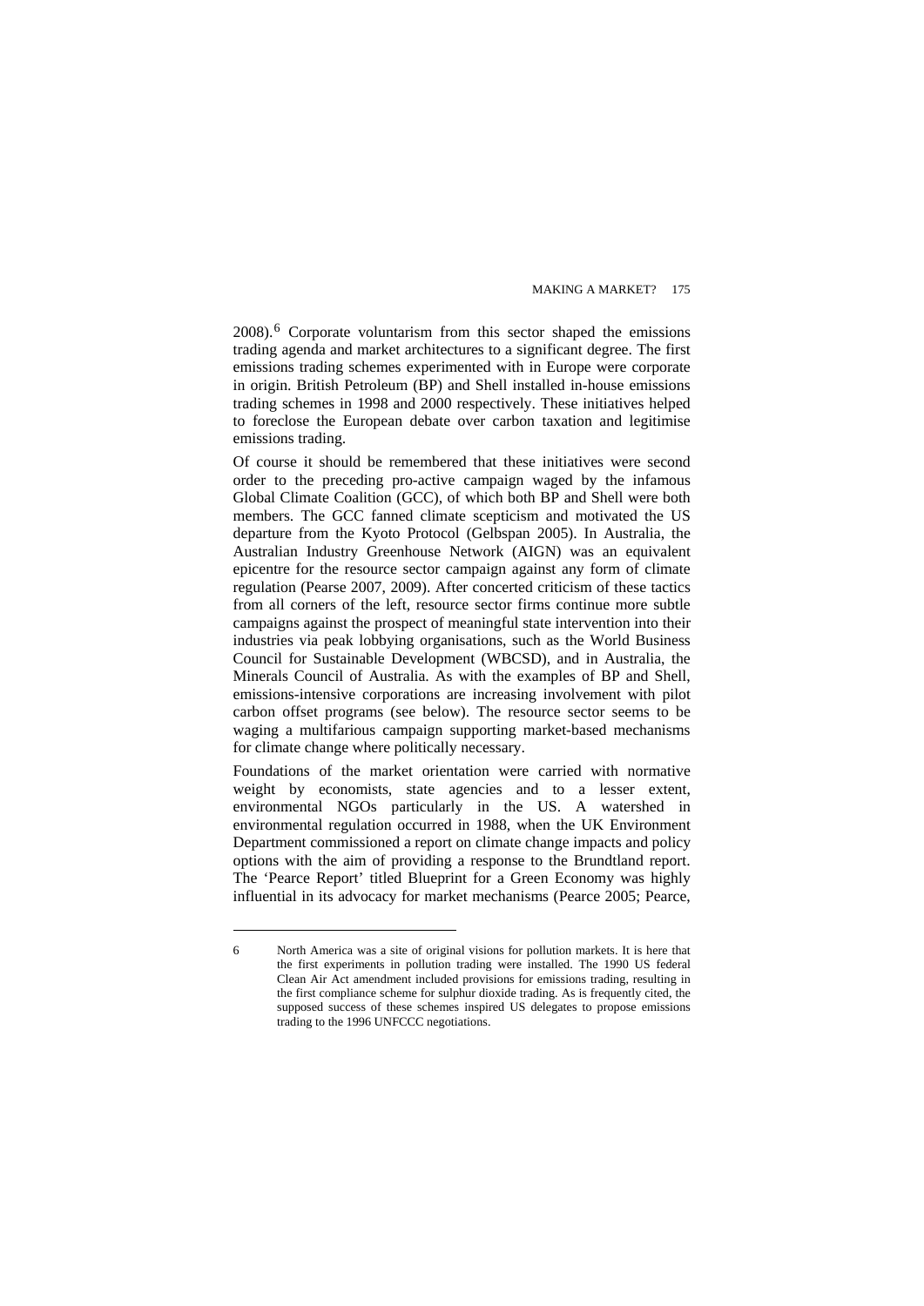2008).[6] Corporate voluntarism from this sector shaped the emissions trading agenda and market architectures to a significant degree. The first emissions trading schemes experimented with in Europe were corporate in origin. British Petroleum (BP) and Shell installed in-house emissions trading schemes in 1998 and 2000 respectively. These initiatives helped to foreclose the European debate over carbon taxation and legitimise emissions trading.

Of course it should be remembered that these initiatives were second order to the preceding pro-active campaign waged by the infamous Global Climate Coalition (GCC), of which both BP and Shell were both members. The GCC fanned climate scepticism and motivated the US departure from the Kyoto Protocol (Gelbspan 2005). In Australia, the Australian Industry Greenhouse Network (AIGN) was an equivalent epicentre for the resource sector campaign against any form of climate regulation (Pearse 2007, 2009). After concerted criticism of these tactics from all corners of the left, resource sector firms continue more subtle campaigns against the prospect of meaningful state intervention into their industries via peak lobbying organisations, such as the World Business Council for Sustainable Development (WBCSD), and in Australia, the Minerals Council of Australia. As with the examples of BP and Shell, emissions-intensive corporations are increasing involvement with pilot carbon offset programs (see below). The resource sector seems to be waging a multifarious campaign supporting market-based mechanisms for climate change where politically necessary.

Foundations of the market orientation were carried with normative weight by economists, state agencies and to a lesser extent, environmental NGOs particularly in the US. A watershed in environmental regulation occurred in 1988, when the UK Environment Department commissioned a report on climate change impacts and policy options with the aim of providing a response to the Brundtland report. The 'Pearce Report' titled Blueprint for a Green Economy was highly influential in its advocacy for market mechanisms (Pearce 2005; Pearce,

---

6 North America was a site of original visions for pollution markets. It is here that the first experiments in pollution trading were installed. The 1990 US federal Clean Air Act amendment included provisions for emissions trading, resulting in the first compliance scheme for sulphur dioxide trading. As is frequently cited, the supposed success of these schemes inspired US delegates to propose emissions trading to the 1996 UNFCCC negotiations.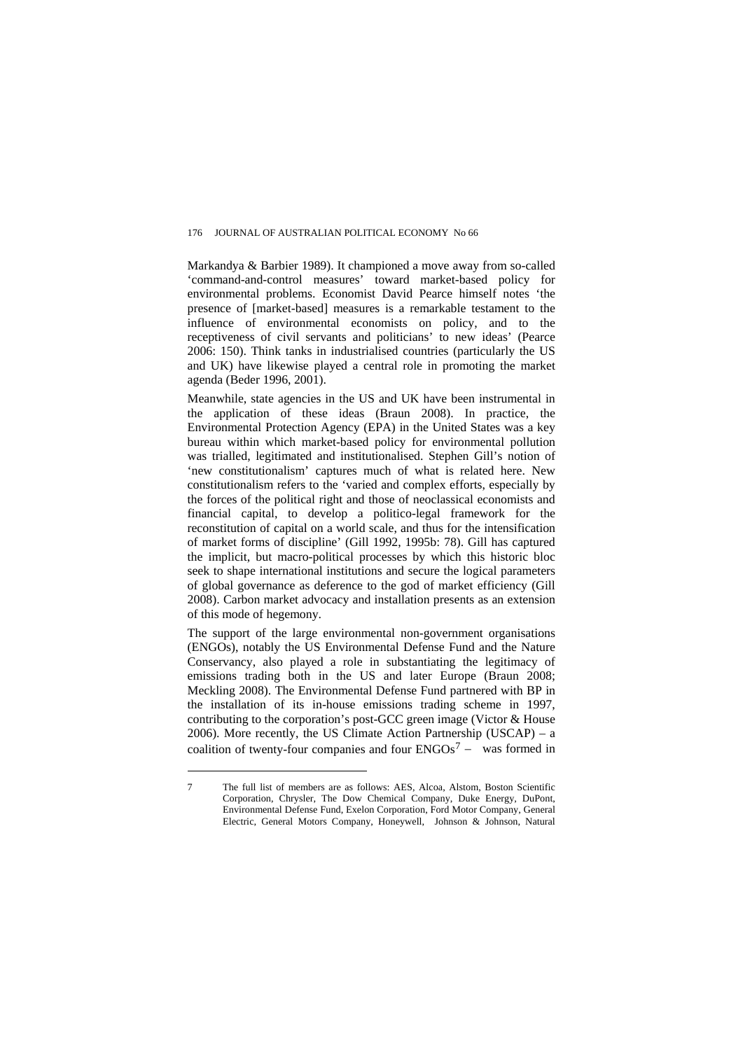Markandya & Barbier 1989). It championed a move away from so-called 'command-and-control measures' toward market-based policy for environmental problems. Economist David Pearce himself notes 'the presence of [market-based] measures is a remarkable testament to the influence of environmental economists on policy, and to the receptiveness of civil servants and politicians' to new ideas' (Pearce 2006: 150). Think tanks in industrialised countries (particularly the US and UK) have likewise played a central role in promoting the market agenda (Beder 1996, 2001).

Meanwhile, state agencies in the US and UK have been instrumental in the application of these ideas (Braun 2008). In practice, the Environmental Protection Agency (EPA) in the United States was a key bureau within which market-based policy for environmental pollution was trialled, legitimated and institutionalised. Stephen Gill's notion of 'new constitutionalism' captures much of what is related here. New constitutionalism refers to the 'varied and complex efforts, especially by the forces of the political right and those of neoclassical economists and financial capital, to develop a politico-legal framework for the reconstitution of capital on a world scale, and thus for the intensification of market forms of discipline' (Gill 1992, 1995b: 78). Gill has captured the implicit, but macro-political processes by which this historic bloc seek to shape international institutions and secure the logical parameters of global governance as deference to the god of market efficiency (Gill 2008). Carbon market advocacy and installation presents as an extension of this mode of hegemony.

The support of the large environmental non-government organisations (ENGOs), notably the US Environmental Defense Fund and the Nature Conservancy, also played a role in substantiating the legitimacy of emissions trading both in the US and later Europe (Braun 2008; Meckling 2008). The Environmental Defense Fund partnered with BP in the installation of its in-house emissions trading scheme in 1997, contributing to the corporation's post-GCC green image (Victor & House 2006). More recently, the US Climate Action Partnership (USCAP) – a coalition of twenty-four companies and four ENGOs[7] – was formed in

---

7 The full list of members are as follows: AES, Alcoa, Alstom, Boston Scientific Corporation, Chrysler, The Dow Chemical Company, Duke Energy, DuPont, Environmental Defense Fund, Exelon Corporation, Ford Motor Company, General Electric, General Motors Company, Honeywell, Johnson & Johnson, Natural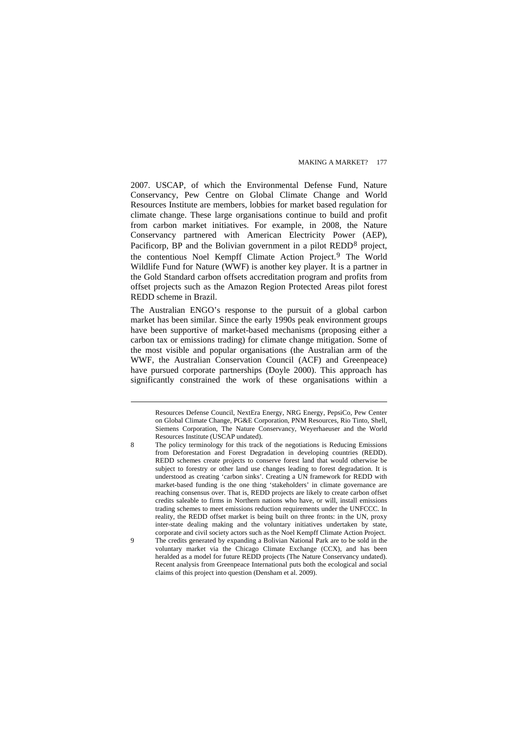2007. USCAP, of which the Environmental Defense Fund, Nature Conservancy, Pew Centre on Global Climate Change and World Resources Institute are members, lobbies for market based regulation for climate change. These large organisations continue to build and profit from carbon market initiatives. For example, in 2008, the Nature Conservancy partnered with American Electricity Power (AEP), Pacificorp, BP and the Bolivian government in a pilot REDD[8] project, the contentious Noel Kempff Climate Action Project.[9] The World Wildlife Fund for Nature (WWF) is another key player. It is a partner in the Gold Standard carbon offsets accreditation program and profits from offset projects such as the Amazon Region Protected Areas pilot forest REDD scheme in Brazil.

The Australian ENGO's response to the pursuit of a global carbon market has been similar. Since the early 1990s peak environment groups have been supportive of market-based mechanisms (proposing either a carbon tax or emissions trading) for climate change mitigation. Some of the most visible and popular organisations (the Australian arm of the WWF, the Australian Conservation Council (ACF) and Greenpeace) have pursued corporate partnerships (Doyle 2000). This approach has significantly constrained the work of these organisations within a

---

Resources Defense Council, NextEra Energy, NRG Energy, PepsiCo, Pew Center on Global Climate Change, PG&E Corporation, PNM Resources, Rio Tinto, Shell, Siemens Corporation, The Nature Conservancy, Weyerhaeuser and the World Resources Institute (USCAP undated).

8 The policy terminology for this track of the negotiations is Reducing Emissions from Deforestation and Forest Degradation in developing countries (REDD). REDD schemes create projects to conserve forest land that would otherwise be subject to forestry or other land use changes leading to forest degradation. It is understood as creating 'carbon sinks'. Creating a UN framework for REDD with market-based funding is the one thing 'stakeholders' in climate governance are reaching consensus over. That is, REDD projects are likely to create carbon offset credits saleable to firms in Northern nations who have, or will, install emissions trading schemes to meet emissions reduction requirements under the UNFCCC. In reality, the REDD offset market is being built on three fronts: in the UN, proxy inter-state dealing making and the voluntary initiatives undertaken by state, corporate and civil society actors such as the Noel Kempff Climate Action Project.

9 The credits generated by expanding a Bolivian National Park are to be sold in the voluntary market via the Chicago Climate Exchange (CCX), and has been heralded as a model for future REDD projects (The Nature Conservancy undated). Recent analysis from Greenpeace International puts both the ecological and social claims of this project into question (Densham et al. 2009).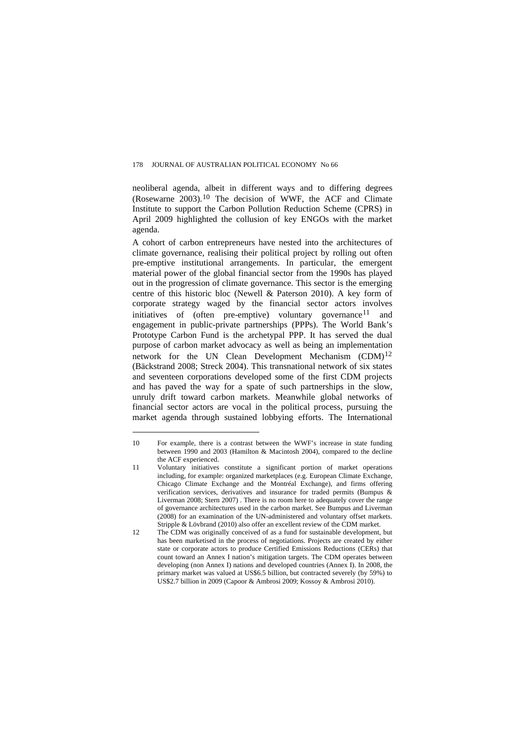neoliberal agenda, albeit in different ways and to differing degrees (Rosewarne 2003).[10] The decision of WWF, the ACF and Climate Institute to support the Carbon Pollution Reduction Scheme (CPRS) in April 2009 highlighted the collusion of key ENGOs with the market agenda.

A cohort of carbon entrepreneurs have nested into the architectures of climate governance, realising their political project by rolling out often pre-emptive institutional arrangements. In particular, the emergent material power of the global financial sector from the 1990s has played out in the progression of climate governance. This sector is the emerging centre of this historic bloc (Newell & Paterson 2010). A key form of corporate strategy waged by the financial sector actors involves initiatives of (often pre-emptive) voluntary governance[11] and engagement in public-private partnerships (PPPs). The World Bank's Prototype Carbon Fund is the archetypal PPP. It has served the dual purpose of carbon market advocacy as well as being an implementation network for the UN Clean Development Mechanism (CDM)[12] (Bäckstrand 2008; Streck 2004). This transnational network of six states and seventeen corporations developed some of the first CDM projects and has paved the way for a spate of such partnerships in the slow, unruly drift toward carbon markets. Meanwhile global networks of financial sector actors are vocal in the political process, pursuing the market agenda through sustained lobbying efforts. The International

---

10 For example, there is a contrast between the WWF's increase in state funding between 1990 and 2003 (Hamilton & Macintosh 2004), compared to the decline the ACF experienced.

11 Voluntary initiatives constitute a significant portion of market operations including, for example: organized marketplaces (e.g. European Climate Exchange, Chicago Climate Exchange and the Montréal Exchange), and firms offering verification services, derivatives and insurance for traded permits (Bumpus & Liverman 2008; Stern 2007) . There is no room here to adequately cover the range of governance architectures used in the carbon market. See Bumpus and Liverman (2008) for an examination of the UN-administered and voluntary offset markets. Stripple & Lövbrand (2010) also offer an excellent review of the CDM market.

12 The CDM was originally conceived of as a fund for sustainable development, but has been marketised in the process of negotiations. Projects are created by either state or corporate actors to produce Certified Emissions Reductions (CERs) that count toward an Annex I nation's mitigation targets. The CDM operates between developing (non Annex I) nations and developed countries (Annex I). In 2008, the primary market was valued at US$6.5 billion, but contracted severely (by 59%) to US$2.7 billion in 2009 (Capoor & Ambrosi 2009; Kossoy & Ambrosi 2010).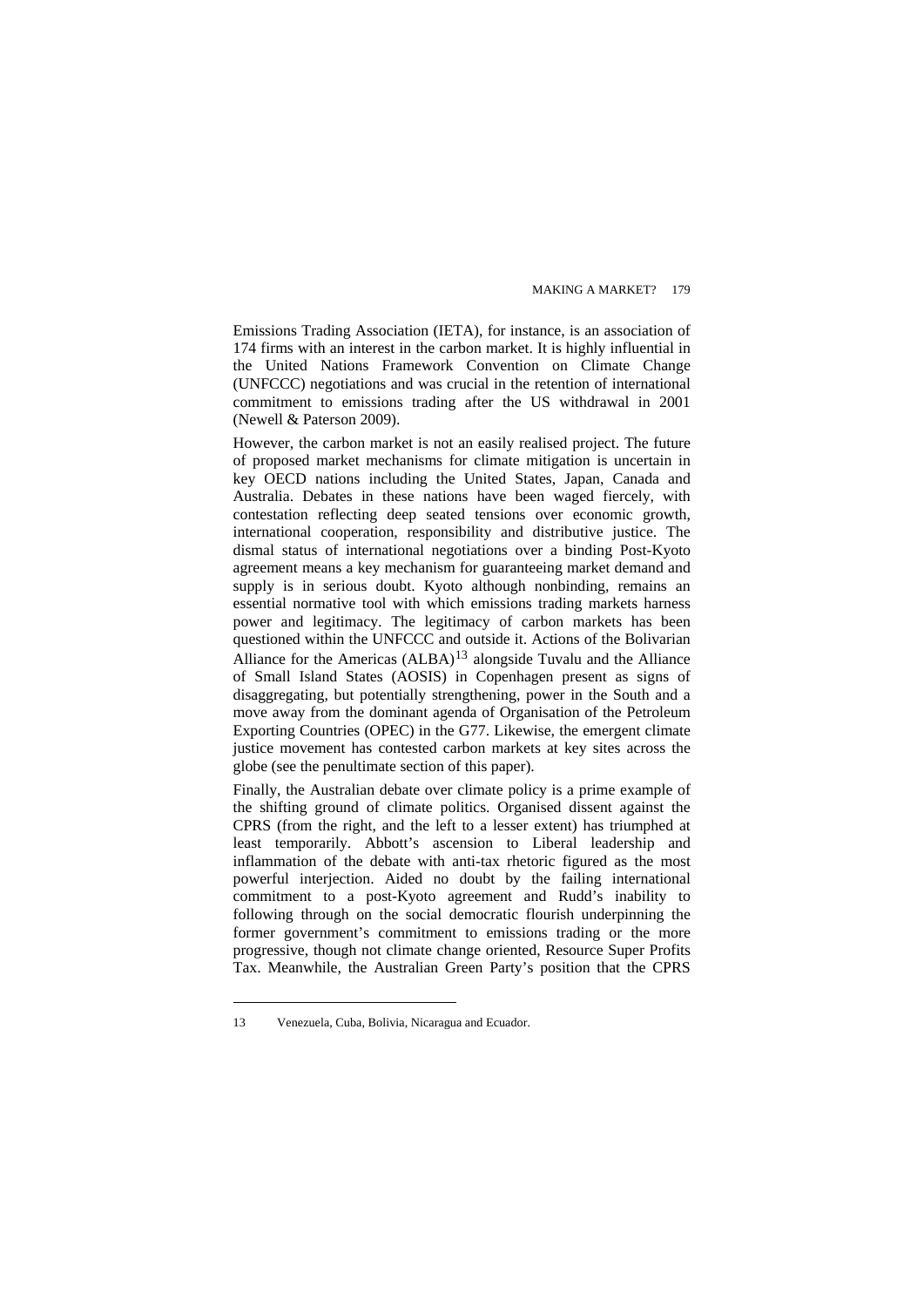Emissions Trading Association (IETA), for instance, is an association of 174 firms with an interest in the carbon market. It is highly influential in the United Nations Framework Convention on Climate Change (UNFCCC) negotiations and was crucial in the retention of international commitment to emissions trading after the US withdrawal in 2001 (Newell & Paterson 2009).

However, the carbon market is not an easily realised project. The future of proposed market mechanisms for climate mitigation is uncertain in key OECD nations including the United States, Japan, Canada and Australia. Debates in these nations have been waged fiercely, with contestation reflecting deep seated tensions over economic growth, international cooperation, responsibility and distributive justice. The dismal status of international negotiations over a binding Post-Kyoto agreement means a key mechanism for guaranteeing market demand and supply is in serious doubt. Kyoto although nonbinding, remains an essential normative tool with which emissions trading markets harness power and legitimacy. The legitimacy of carbon markets has been questioned within the UNFCCC and outside it. Actions of the Bolivarian Alliance for the Americas (ALBA)[13] alongside Tuvalu and the Alliance of Small Island States (AOSIS) in Copenhagen present as signs of disaggregating, but potentially strengthening, power in the South and a move away from the dominant agenda of Organisation of the Petroleum Exporting Countries (OPEC) in the G77. Likewise, the emergent climate justice movement has contested carbon markets at key sites across the globe (see the penultimate section of this paper).

Finally, the Australian debate over climate policy is a prime example of the shifting ground of climate politics. Organised dissent against the CPRS (from the right, and the left to a lesser extent) has triumphed at least temporarily. Abbott's ascension to Liberal leadership and inflammation of the debate with anti-tax rhetoric figured as the most powerful interjection. Aided no doubt by the failing international commitment to a post-Kyoto agreement and Rudd's inability to following through on the social democratic flourish underpinning the former government's commitment to emissions trading or the more progressive, though not climate change oriented, Resource Super Profits Tax. Meanwhile, the Australian Green Party's position that the CPRS

---

13 Venezuela, Cuba, Bolivia, Nicaragua and Ecuador.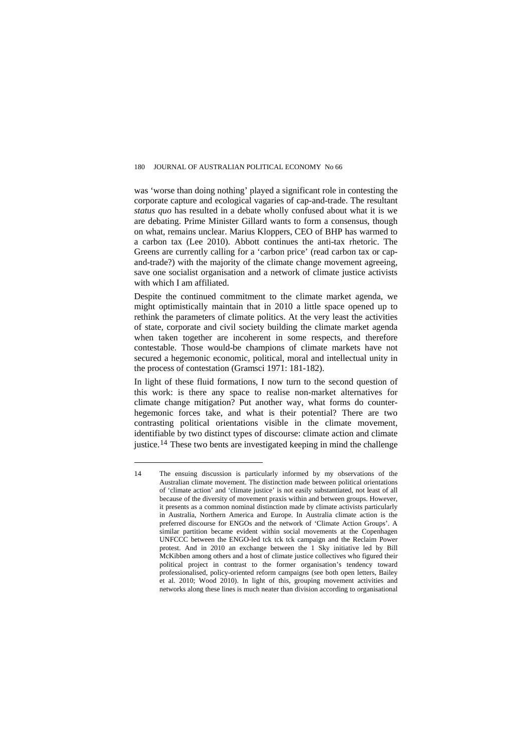was 'worse than doing nothing' played a significant role in contesting the corporate capture and ecological vagaries of cap-and-trade. The resultant *status quo* has resulted in a debate wholly confused about what it is we are debating. Prime Minister Gillard wants to form a consensus, though on what, remains unclear. Marius Kloppers, CEO of BHP has warmed to a carbon tax (Lee 2010). Abbott continues the anti-tax rhetoric. The Greens are currently calling for a 'carbon price' (read carbon tax or cap-and-trade?) with the majority of the climate change movement agreeing, save one socialist organisation and a network of climate justice activists with which I am affiliated.

Despite the continued commitment to the climate market agenda, we might optimistically maintain that in 2010 a little space opened up to rethink the parameters of climate politics. At the very least the activities of state, corporate and civil society building the climate market agenda when taken together are incoherent in some respects, and therefore contestable. Those would-be champions of climate markets have not secured a hegemonic economic, political, moral and intellectual unity in the process of contestation (Gramsci 1971: 181-182).

In light of these fluid formations, I now turn to the second question of this work: is there any space to realise non-market alternatives for climate change mitigation? Put another way, what forms do counter-hegemonic forces take, and what is their potential? There are two contrasting political orientations visible in the climate movement, identifiable by two distinct types of discourse: climate action and climate justice.[14] These two bents are investigated keeping in mind the challenge

---

14 The ensuing discussion is particularly informed by my observations of the Australian climate movement. The distinction made between political orientations of 'climate action' and 'climate justice' is not easily substantiated, not least of all because of the diversity of movement praxis within and between groups. However, it presents as a common nominal distinction made by climate activists particularly in Australia, Northern America and Europe. In Australia climate action is the preferred discourse for ENGOs and the network of 'Climate Action Groups'. A similar partition became evident within social movements at the Copenhagen UNFCCC between the ENGO-led tck tck tck campaign and the Reclaim Power protest. And in 2010 an exchange between the 1 Sky initiative led by Bill McKibben among others and a host of climate justice collectives who figured their political project in contrast to the former organisation's tendency toward professionalised, policy-oriented reform campaigns (see both open letters, Bailey et al. 2010; Wood 2010). In light of this, grouping movement activities and networks along these lines is much neater than division according to organisational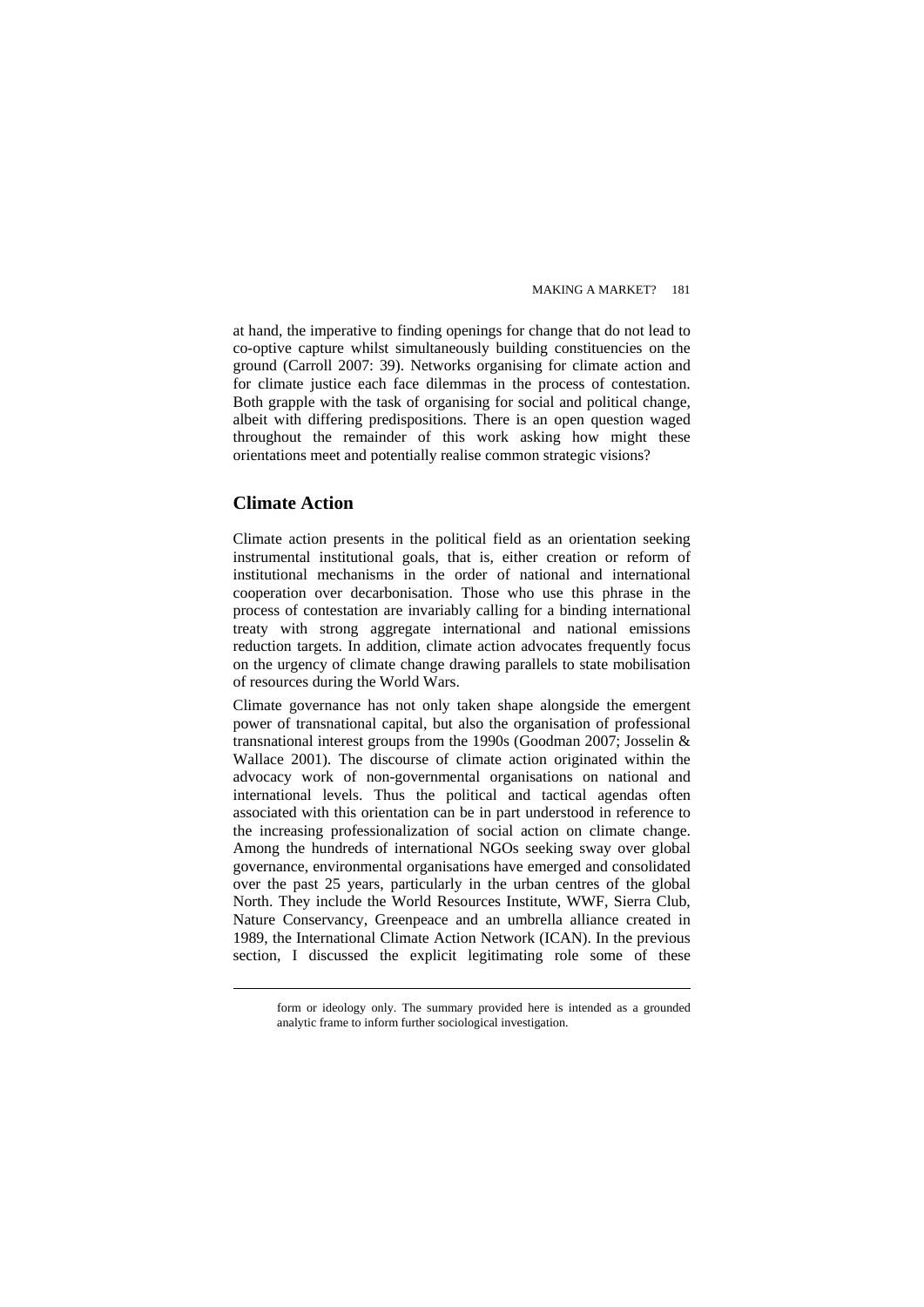at hand, the imperative to finding openings for change that do not lead to co-optive capture whilst simultaneously building constituencies on the ground (Carroll 2007: 39). Networks organising for climate action and for climate justice each face dilemmas in the process of contestation. Both grapple with the task of organising for social and political change, albeit with differing predispositions. There is an open question waged throughout the remainder of this work asking how might these orientations meet and potentially realise common strategic visions?

## Climate Action

Climate action presents in the political field as an orientation seeking instrumental institutional goals, that is, either creation or reform of institutional mechanisms in the order of national and international cooperation over decarbonisation. Those who use this phrase in the process of contestation are invariably calling for a binding international treaty with strong aggregate international and national emissions reduction targets. In addition, climate action advocates frequently focus on the urgency of climate change drawing parallels to state mobilisation of resources during the World Wars.

Climate governance has not only taken shape alongside the emergent power of transnational capital, but also the organisation of professional transnational interest groups from the 1990s (Goodman 2007; Josselin & Wallace 2001). The discourse of climate action originated within the advocacy work of non-governmental organisations on national and international levels. Thus the political and tactical agendas often associated with this orientation can be in part understood in reference to the increasing professionalization of social action on climate change. Among the hundreds of international NGOs seeking sway over global governance, environmental organisations have emerged and consolidated over the past 25 years, particularly in the urban centres of the global North. They include the World Resources Institute, WWF, Sierra Club, Nature Conservancy, Greenpeace and an umbrella alliance created in 1989, the International Climate Action Network (ICAN). In the previous section, I discussed the explicit legitimating role some of these

---

form or ideology only. The summary provided here is intended as a grounded analytic frame to inform further sociological investigation.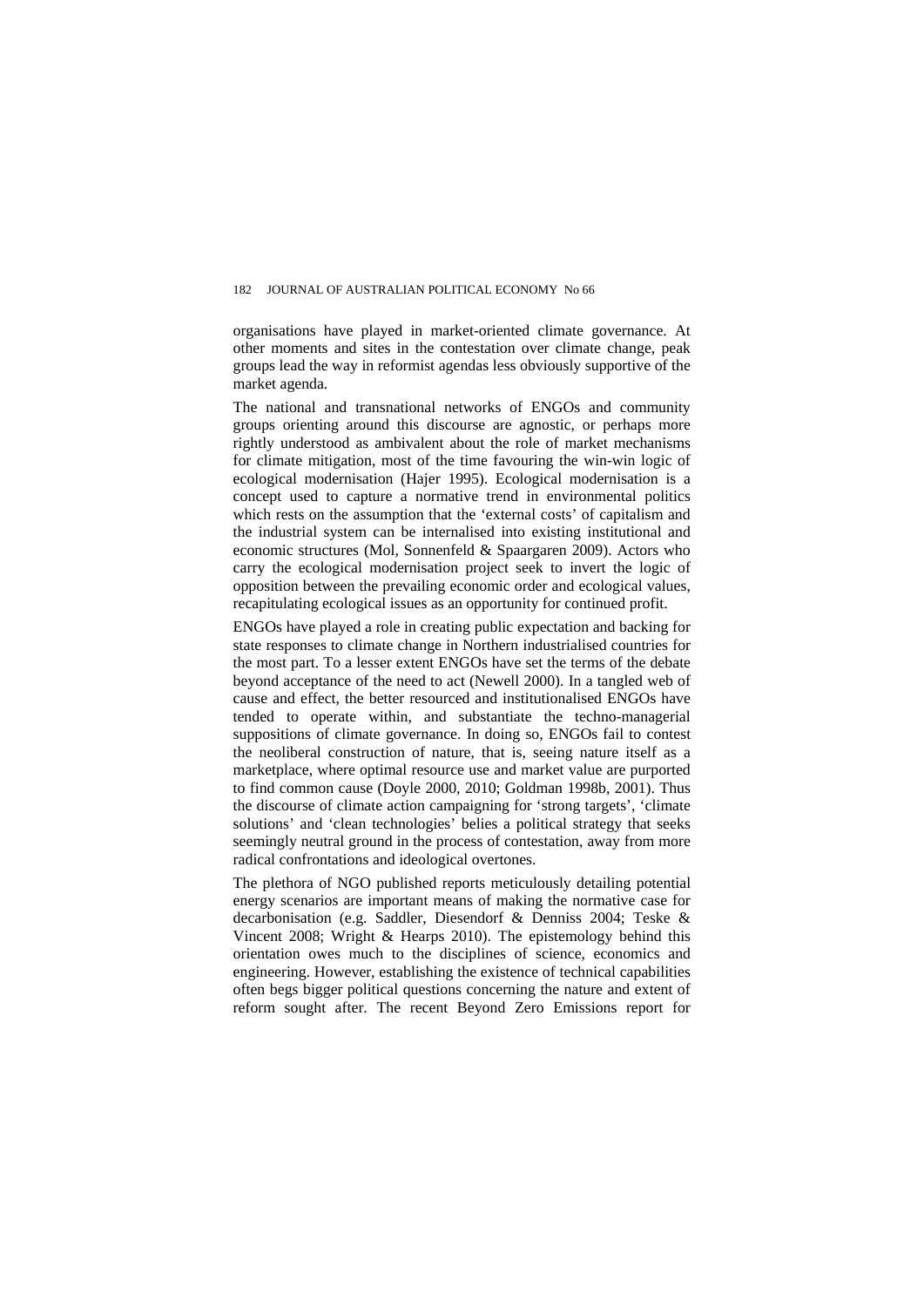organisations have played in market-oriented climate governance. At other moments and sites in the contestation over climate change, peak groups lead the way in reformist agendas less obviously supportive of the market agenda.

The national and transnational networks of ENGOs and community groups orienting around this discourse are agnostic, or perhaps more rightly understood as ambivalent about the role of market mechanisms for climate mitigation, most of the time favouring the win-win logic of ecological modernisation (Hajer 1995). Ecological modernisation is a concept used to capture a normative trend in environmental politics which rests on the assumption that the 'external costs' of capitalism and the industrial system can be internalised into existing institutional and economic structures (Mol, Sonnenfeld & Spaargaren 2009). Actors who carry the ecological modernisation project seek to invert the logic of opposition between the prevailing economic order and ecological values, recapitulating ecological issues as an opportunity for continued profit.

ENGOs have played a role in creating public expectation and backing for state responses to climate change in Northern industrialised countries for the most part. To a lesser extent ENGOs have set the terms of the debate beyond acceptance of the need to act (Newell 2000). In a tangled web of cause and effect, the better resourced and institutionalised ENGOs have tended to operate within, and substantiate the techno-managerial suppositions of climate governance. In doing so, ENGOs fail to contest the neoliberal construction of nature, that is, seeing nature itself as a marketplace, where optimal resource use and market value are purported to find common cause (Doyle 2000, 2010; Goldman 1998b, 2001). Thus the discourse of climate action campaigning for 'strong targets', 'climate solutions' and 'clean technologies' belies a political strategy that seeks seemingly neutral ground in the process of contestation, away from more radical confrontations and ideological overtones.

The plethora of NGO published reports meticulously detailing potential energy scenarios are important means of making the normative case for decarbonisation (e.g. Saddler, Diesendorf & Denniss 2004; Teske & Vincent 2008; Wright & Hearps 2010). The epistemology behind this orientation owes much to the disciplines of science, economics and engineering. However, establishing the existence of technical capabilities often begs bigger political questions concerning the nature and extent of reform sought after. The recent Beyond Zero Emissions report for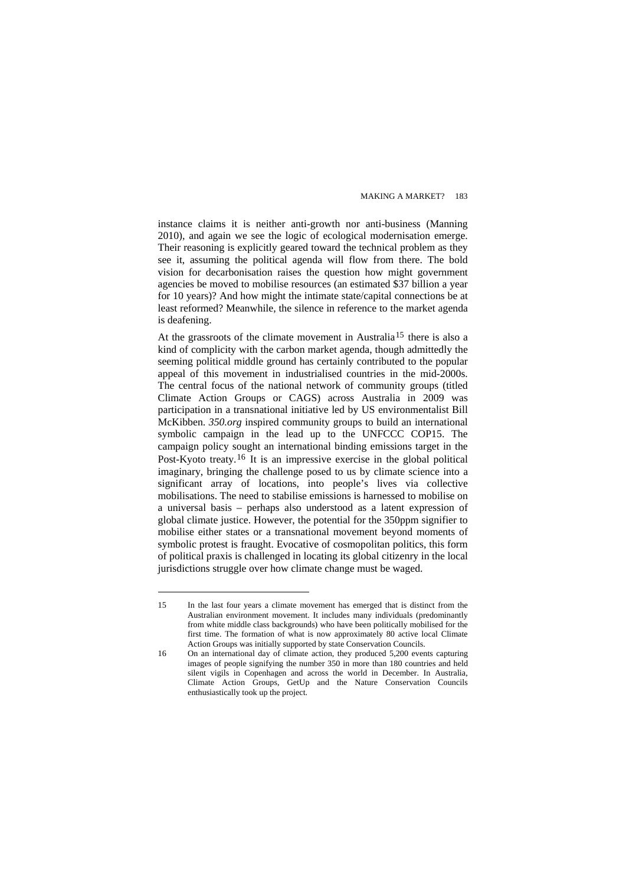instance claims it is neither anti-growth nor anti-business (Manning 2010), and again we see the logic of ecological modernisation emerge. Their reasoning is explicitly geared toward the technical problem as they see it, assuming the political agenda will flow from there. The bold vision for decarbonisation raises the question how might government agencies be moved to mobilise resources (an estimated $37 billion a year for 10 years)? And how might the intimate state/capital connections be at least reformed? Meanwhile, the silence in reference to the market agenda is deafening.

At the grassroots of the climate movement in Australia[15] there is also a kind of complicity with the carbon market agenda, though admittedly the seeming political middle ground has certainly contributed to the popular appeal of this movement in industrialised countries in the mid-2000s. The central focus of the national network of community groups (titled Climate Action Groups or CAGS) across Australia in 2009 was participation in a transnational initiative led by US environmentalist Bill McKibben. *350.org* inspired community groups to build an international symbolic campaign in the lead up to the UNFCCC COP15. The campaign policy sought an international binding emissions target in the Post-Kyoto treaty.[16] It is an impressive exercise in the global political imaginary, bringing the challenge posed to us by climate science into a significant array of locations, into people's lives via collective mobilisations. The need to stabilise emissions is harnessed to mobilise on a universal basis – perhaps also understood as a latent expression of global climate justice. However, the potential for the 350ppm signifier to mobilise either states or a transnational movement beyond moments of symbolic protest is fraught. Evocative of cosmopolitan politics, this form of political praxis is challenged in locating its global citizenry in the local jurisdictions struggle over how climate change must be waged.

---

15 In the last four years a climate movement has emerged that is distinct from the Australian environment movement. It includes many individuals (predominantly from white middle class backgrounds) who have been politically mobilised for the first time. The formation of what is now approximately 80 active local Climate Action Groups was initially supported by state Conservation Councils.

16 On an international day of climate action, they produced 5,200 events capturing images of people signifying the number 350 in more than 180 countries and held silent vigils in Copenhagen and across the world in December. In Australia, Climate Action Groups, GetUp and the Nature Conservation Councils enthusiastically took up the project.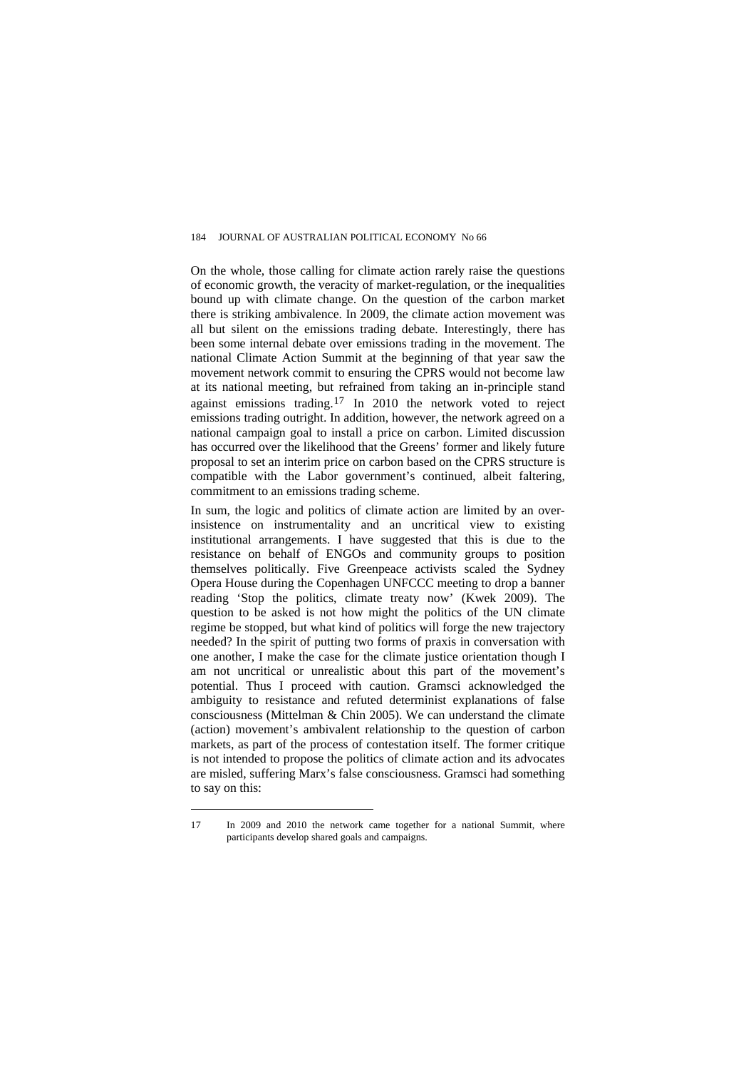On the whole, those calling for climate action rarely raise the questions of economic growth, the veracity of market-regulation, or the inequalities bound up with climate change. On the question of the carbon market there is striking ambivalence. In 2009, the climate action movement was all but silent on the emissions trading debate. Interestingly, there has been some internal debate over emissions trading in the movement. The national Climate Action Summit at the beginning of that year saw the movement network commit to ensuring the CPRS would not become law at its national meeting, but refrained from taking an in-principle stand against emissions trading.[17] In 2010 the network voted to reject emissions trading outright. In addition, however, the network agreed on a national campaign goal to install a price on carbon. Limited discussion has occurred over the likelihood that the Greens' former and likely future proposal to set an interim price on carbon based on the CPRS structure is compatible with the Labor government's continued, albeit faltering, commitment to an emissions trading scheme.

In sum, the logic and politics of climate action are limited by an over-insistence on instrumentality and an uncritical view to existing institutional arrangements. I have suggested that this is due to the resistance on behalf of ENGOs and community groups to position themselves politically. Five Greenpeace activists scaled the Sydney Opera House during the Copenhagen UNFCCC meeting to drop a banner reading 'Stop the politics, climate treaty now' (Kwek 2009). The question to be asked is not how might the politics of the UN climate regime be stopped, but what kind of politics will forge the new trajectory needed? In the spirit of putting two forms of praxis in conversation with one another, I make the case for the climate justice orientation though I am not uncritical or unrealistic about this part of the movement's potential. Thus I proceed with caution. Gramsci acknowledged the ambiguity to resistance and refuted determinist explanations of false consciousness (Mittelman & Chin 2005). We can understand the climate (action) movement's ambivalent relationship to the question of carbon markets, as part of the process of contestation itself. The former critique is not intended to propose the politics of climate action and its advocates are misled, suffering Marx's false consciousness. Gramsci had something to say on this:

---

17 In 2009 and 2010 the network came together for a national Summit, where participants develop shared goals and campaigns.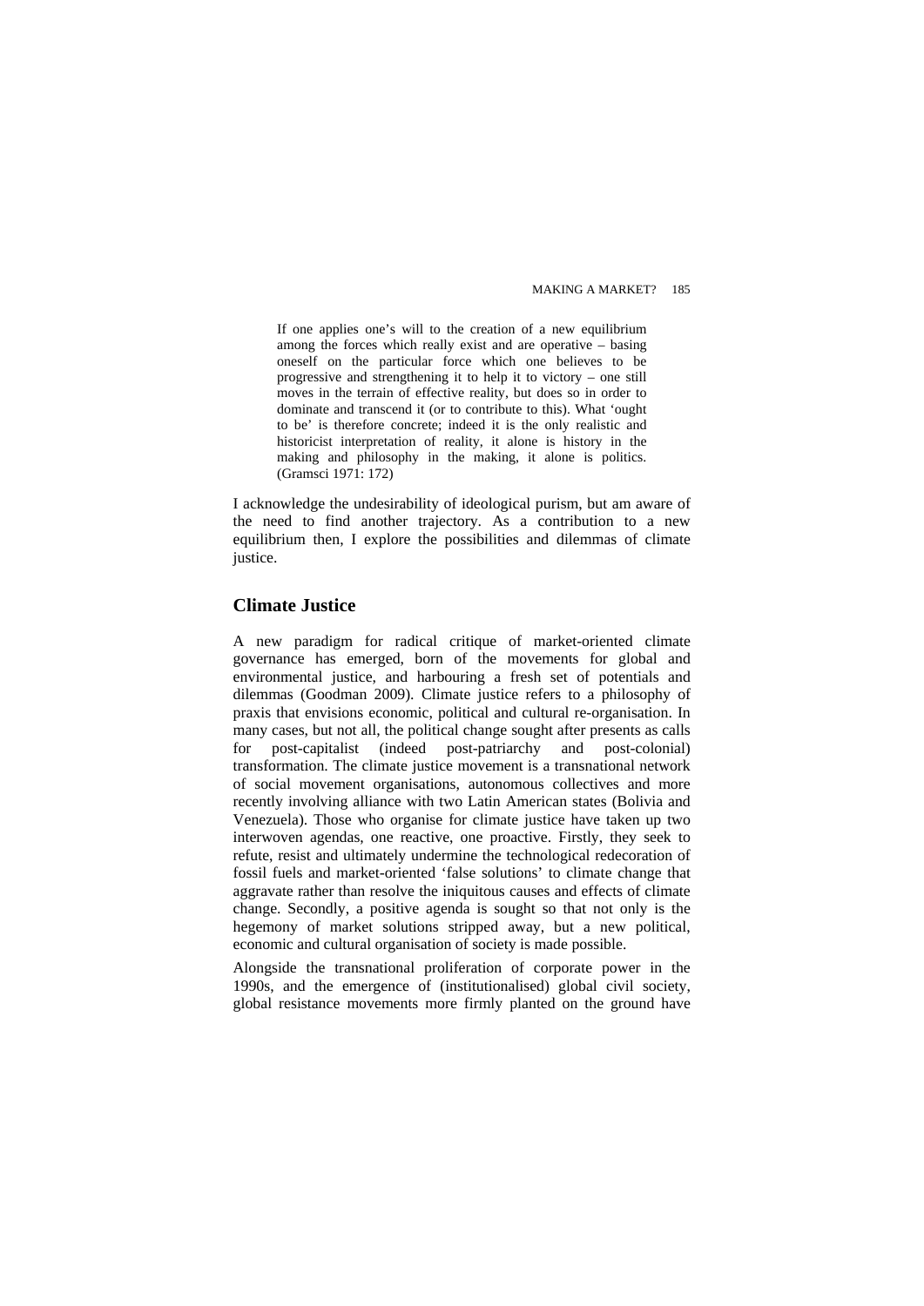> If one applies one's will to the creation of a new equilibrium among the forces which really exist and are operative – basing oneself on the particular force which one believes to be progressive and strengthening it to help it to victory – one still moves in the terrain of effective reality, but does so in order to dominate and transcend it (or to contribute to this). What 'ought to be' is therefore concrete; indeed it is the only realistic and historicist interpretation of reality, it alone is history in the making and philosophy in the making, it alone is politics. (Gramsci 1971: 172)

I acknowledge the undesirability of ideological purism, but am aware of the need to find another trajectory. As a contribution to a new equilibrium then, I explore the possibilities and dilemmas of climate justice.

## Climate Justice

A new paradigm for radical critique of market-oriented climate governance has emerged, born of the movements for global and environmental justice, and harbouring a fresh set of potentials and dilemmas (Goodman 2009). Climate justice refers to a philosophy of praxis that envisions economic, political and cultural re-organisation. In many cases, but not all, the political change sought after presents as calls for post-capitalist (indeed post-patriarchy and post-colonial) transformation. The climate justice movement is a transnational network of social movement organisations, autonomous collectives and more recently involving alliance with two Latin American states (Bolivia and Venezuela). Those who organise for climate justice have taken up two interwoven agendas, one reactive, one proactive. Firstly, they seek to refute, resist and ultimately undermine the technological redecoration of fossil fuels and market-oriented 'false solutions' to climate change that aggravate rather than resolve the iniquitous causes and effects of climate change. Secondly, a positive agenda is sought so that not only is the hegemony of market solutions stripped away, but a new political, economic and cultural organisation of society is made possible.

Alongside the transnational proliferation of corporate power in the 1990s, and the emergence of (institutionalised) global civil society, global resistance movements more firmly planted on the ground have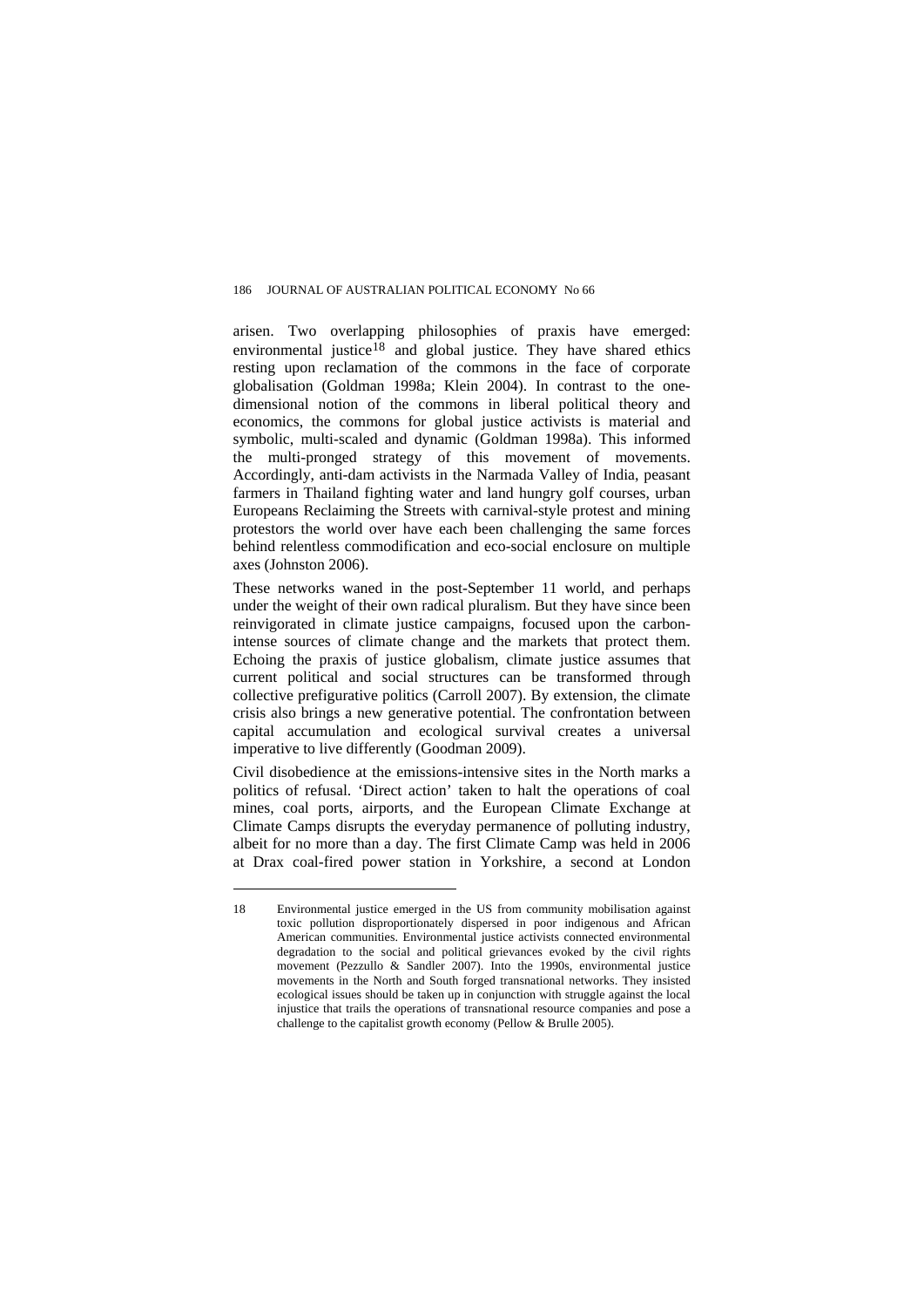arisen. Two overlapping philosophies of praxis have emerged: environmental justice[18] and global justice. They have shared ethics resting upon reclamation of the commons in the face of corporate globalisation (Goldman 1998a; Klein 2004). In contrast to the one-dimensional notion of the commons in liberal political theory and economics, the commons for global justice activists is material and symbolic, multi-scaled and dynamic (Goldman 1998a). This informed the multi-pronged strategy of this movement of movements. Accordingly, anti-dam activists in the Narmada Valley of India, peasant farmers in Thailand fighting water and land hungry golf courses, urban Europeans Reclaiming the Streets with carnival-style protest and mining protestors the world over have each been challenging the same forces behind relentless commodification and eco-social enclosure on multiple axes (Johnston 2006).

These networks waned in the post-September 11 world, and perhaps under the weight of their own radical pluralism. But they have since been reinvigorated in climate justice campaigns, focused upon the carbon-intense sources of climate change and the markets that protect them. Echoing the praxis of justice globalism, climate justice assumes that current political and social structures can be transformed through collective prefigurative politics (Carroll 2007). By extension, the climate crisis also brings a new generative potential. The confrontation between capital accumulation and ecological survival creates a universal imperative to live differently (Goodman 2009).

Civil disobedience at the emissions-intensive sites in the North marks a politics of refusal. 'Direct action' taken to halt the operations of coal mines, coal ports, airports, and the European Climate Exchange at Climate Camps disrupts the everyday permanence of polluting industry, albeit for no more than a day. The first Climate Camp was held in 2006 at Drax coal-fired power station in Yorkshire, a second at London

---

18 Environmental justice emerged in the US from community mobilisation against toxic pollution disproportionately dispersed in poor indigenous and African American communities. Environmental justice activists connected environmental degradation to the social and political grievances evoked by the civil rights movement (Pezzullo & Sandler 2007). Into the 1990s, environmental justice movements in the North and South forged transnational networks. They insisted ecological issues should be taken up in conjunction with struggle against the local injustice that trails the operations of transnational resource companies and pose a challenge to the capitalist growth economy (Pellow & Brulle 2005).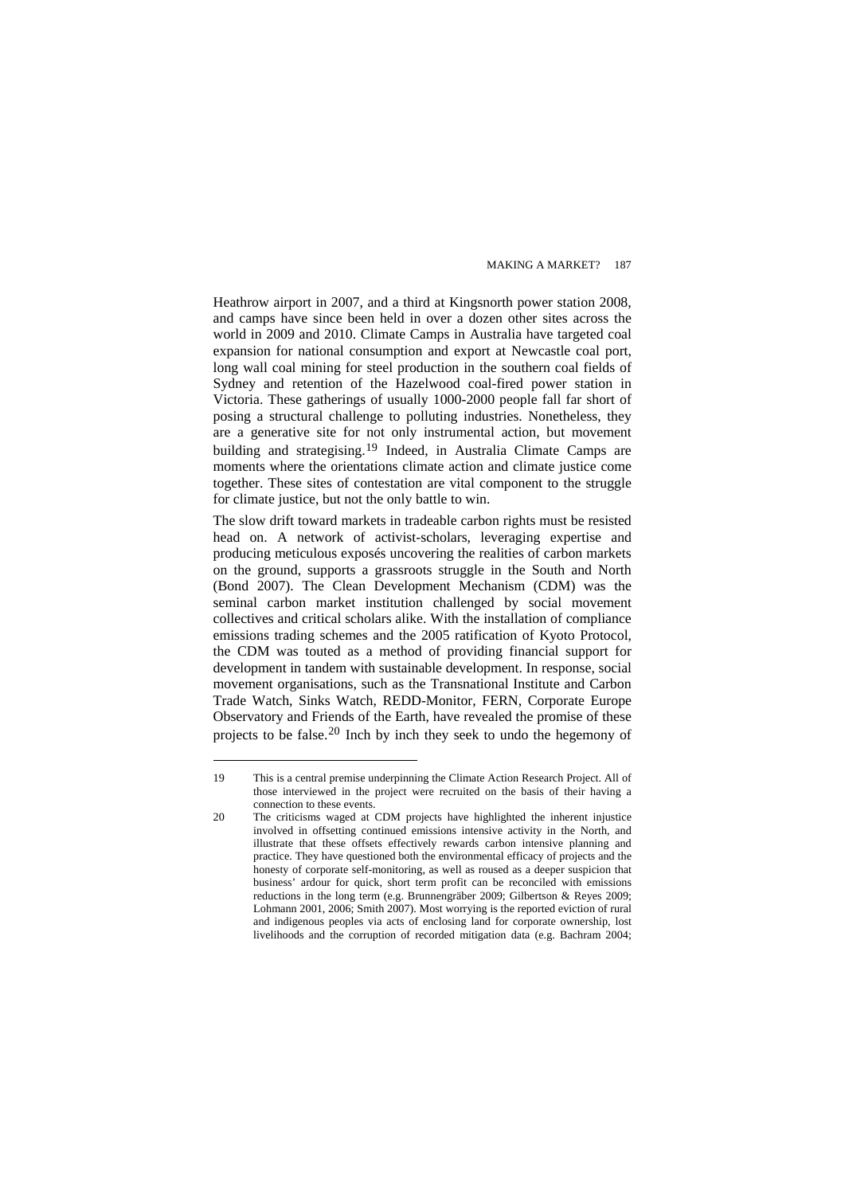Heathrow airport in 2007, and a third at Kingsnorth power station 2008, and camps have since been held in over a dozen other sites across the world in 2009 and 2010. Climate Camps in Australia have targeted coal expansion for national consumption and export at Newcastle coal port, long wall coal mining for steel production in the southern coal fields of Sydney and retention of the Hazelwood coal-fired power station in Victoria. These gatherings of usually 1000-2000 people fall far short of posing a structural challenge to polluting industries. Nonetheless, they are a generative site for not only instrumental action, but movement building and strategising.[19] Indeed, in Australia Climate Camps are moments where the orientations climate action and climate justice come together. These sites of contestation are vital component to the struggle for climate justice, but not the only battle to win.

The slow drift toward markets in tradeable carbon rights must be resisted head on. A network of activist-scholars, leveraging expertise and producing meticulous exposés uncovering the realities of carbon markets on the ground, supports a grassroots struggle in the South and North (Bond 2007). The Clean Development Mechanism (CDM) was the seminal carbon market institution challenged by social movement collectives and critical scholars alike. With the installation of compliance emissions trading schemes and the 2005 ratification of Kyoto Protocol, the CDM was touted as a method of providing financial support for development in tandem with sustainable development. In response, social movement organisations, such as the Transnational Institute and Carbon Trade Watch, Sinks Watch, REDD-Monitor, FERN, Corporate Europe Observatory and Friends of the Earth, have revealed the promise of these projects to be false.[20] Inch by inch they seek to undo the hegemony of

---

19 This is a central premise underpinning the Climate Action Research Project. All of those interviewed in the project were recruited on the basis of their having a connection to these events.

20 The criticisms waged at CDM projects have highlighted the inherent injustice involved in offsetting continued emissions intensive activity in the North, and illustrate that these offsets effectively rewards carbon intensive planning and practice. They have questioned both the environmental efficacy of projects and the honesty of corporate self-monitoring, as well as roused as a deeper suspicion that business' ardour for quick, short term profit can be reconciled with emissions reductions in the long term (e.g. Brunnengräber 2009; Gilbertson & Reyes 2009; Lohmann 2001, 2006; Smith 2007). Most worrying is the reported eviction of rural and indigenous peoples via acts of enclosing land for corporate ownership, lost livelihoods and the corruption of recorded mitigation data (e.g. Bachram 2004;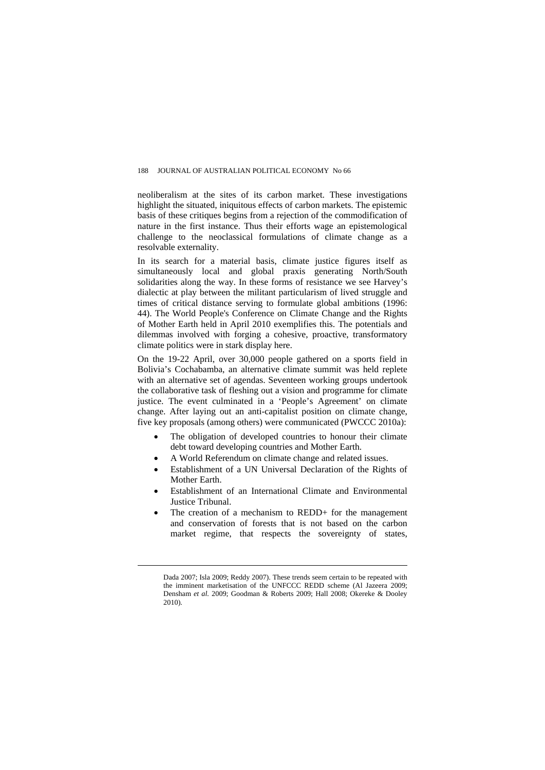neoliberalism at the sites of its carbon market. These investigations highlight the situated, iniquitous effects of carbon markets. The epistemic basis of these critiques begins from a rejection of the commodification of nature in the first instance. Thus their efforts wage an epistemological challenge to the neoclassical formulations of climate change as a resolvable externality.

In its search for a material basis, climate justice figures itself as simultaneously local and global praxis generating North/South solidarities along the way. In these forms of resistance we see Harvey's dialectic at play between the militant particularism of lived struggle and times of critical distance serving to formulate global ambitions (1996: 44). The World People's Conference on Climate Change and the Rights of Mother Earth held in April 2010 exemplifies this. The potentials and dilemmas involved with forging a cohesive, proactive, transformatory climate politics were in stark display here.

On the 19-22 April, over 30,000 people gathered on a sports field in Bolivia's Cochabamba, an alternative climate summit was held replete with an alternative set of agendas. Seventeen working groups undertook the collaborative task of fleshing out a vision and programme for climate justice. The event culminated in a 'People's Agreement' on climate change. After laying out an anti-capitalist position on climate change, five key proposals (among others) were communicated (PWCCC 2010a):

- The obligation of developed countries to honour their climate debt toward developing countries and Mother Earth.
- A World Referendum on climate change and related issues.
- Establishment of a UN Universal Declaration of the Rights of Mother Earth.
- Establishment of an International Climate and Environmental Justice Tribunal.
- The creation of a mechanism to REDD+ for the management and conservation of forests that is not based on the carbon market regime, that respects the sovereignty of states,

---

Dada 2007; Isla 2009; Reddy 2007). These trends seem certain to be repeated with the imminent marketisation of the UNFCCC REDD scheme (Al Jazeera 2009; Densham *et al.* 2009; Goodman & Roberts 2009; Hall 2008; Okereke & Dooley 2010).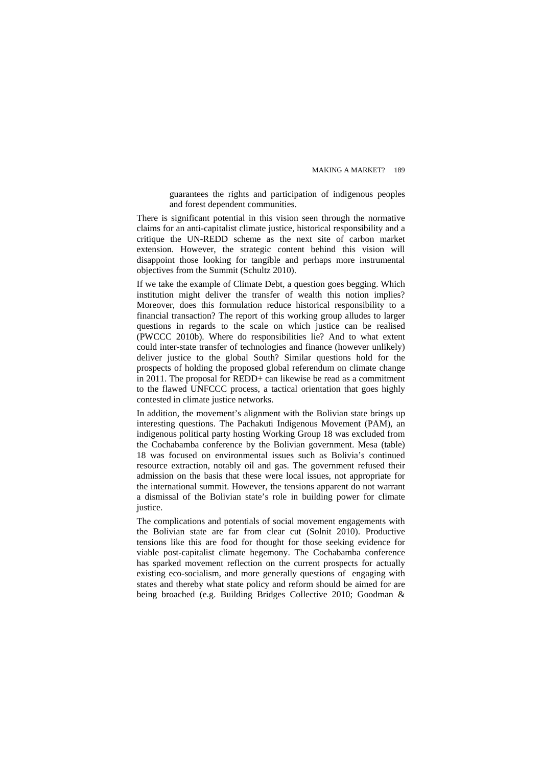> guarantees the rights and participation of indigenous peoples and forest dependent communities.

There is significant potential in this vision seen through the normative claims for an anti-capitalist climate justice, historical responsibility and a critique the UN-REDD scheme as the next site of carbon market extension. However, the strategic content behind this vision will disappoint those looking for tangible and perhaps more instrumental objectives from the Summit (Schultz 2010).

If we take the example of Climate Debt, a question goes begging. Which institution might deliver the transfer of wealth this notion implies? Moreover, does this formulation reduce historical responsibility to a financial transaction? The report of this working group alludes to larger questions in regards to the scale on which justice can be realised (PWCCC 2010b). Where do responsibilities lie? And to what extent could inter-state transfer of technologies and finance (however unlikely) deliver justice to the global South? Similar questions hold for the prospects of holding the proposed global referendum on climate change in 2011. The proposal for REDD+ can likewise be read as a commitment to the flawed UNFCCC process, a tactical orientation that goes highly contested in climate justice networks.

In addition, the movement's alignment with the Bolivian state brings up interesting questions. The Pachakuti Indigenous Movement (PAM), an indigenous political party hosting Working Group 18 was excluded from the Cochabamba conference by the Bolivian government. Mesa (table) 18 was focused on environmental issues such as Bolivia's continued resource extraction, notably oil and gas. The government refused their admission on the basis that these were local issues, not appropriate for the international summit. However, the tensions apparent do not warrant a dismissal of the Bolivian state's role in building power for climate justice.

The complications and potentials of social movement engagements with the Bolivian state are far from clear cut (Solnit 2010). Productive tensions like this are food for thought for those seeking evidence for viable post-capitalist climate hegemony. The Cochabamba conference has sparked movement reflection on the current prospects for actually existing eco-socialism, and more generally questions of engaging with states and thereby what state policy and reform should be aimed for are being broached (e.g. Building Bridges Collective 2010; Goodman &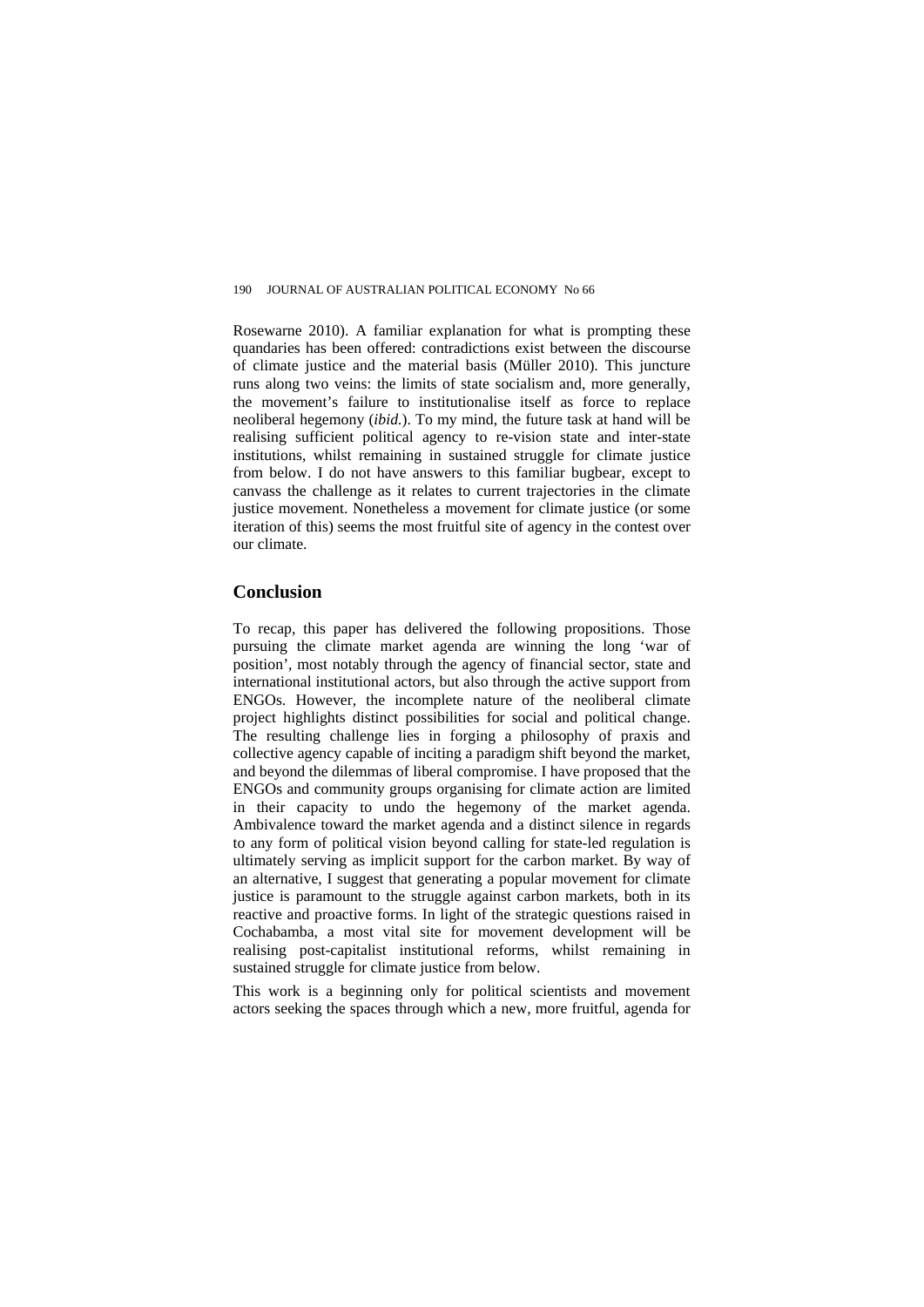Rosewarne 2010). A familiar explanation for what is prompting these quandaries has been offered: contradictions exist between the discourse of climate justice and the material basis (Müller 2010). This juncture runs along two veins: the limits of state socialism and, more generally, the movement's failure to institutionalise itself as force to replace neoliberal hegemony (*ibid.*). To my mind, the future task at hand will be realising sufficient political agency to re-vision state and inter-state institutions, whilst remaining in sustained struggle for climate justice from below. I do not have answers to this familiar bugbear, except to canvass the challenge as it relates to current trajectories in the climate justice movement. Nonetheless a movement for climate justice (or some iteration of this) seems the most fruitful site of agency in the contest over our climate.

## Conclusion

To recap, this paper has delivered the following propositions. Those pursuing the climate market agenda are winning the long 'war of position', most notably through the agency of financial sector, state and international institutional actors, but also through the active support from ENGOs. However, the incomplete nature of the neoliberal climate project highlights distinct possibilities for social and political change. The resulting challenge lies in forging a philosophy of praxis and collective agency capable of inciting a paradigm shift beyond the market, and beyond the dilemmas of liberal compromise. I have proposed that the ENGOs and community groups organising for climate action are limited in their capacity to undo the hegemony of the market agenda. Ambivalence toward the market agenda and a distinct silence in regards to any form of political vision beyond calling for state-led regulation is ultimately serving as implicit support for the carbon market. By way of an alternative, I suggest that generating a popular movement for climate justice is paramount to the struggle against carbon markets, both in its reactive and proactive forms. In light of the strategic questions raised in Cochabamba, a most vital site for movement development will be realising post-capitalist institutional reforms, whilst remaining in sustained struggle for climate justice from below.

This work is a beginning only for political scientists and movement actors seeking the spaces through which a new, more fruitful, agenda for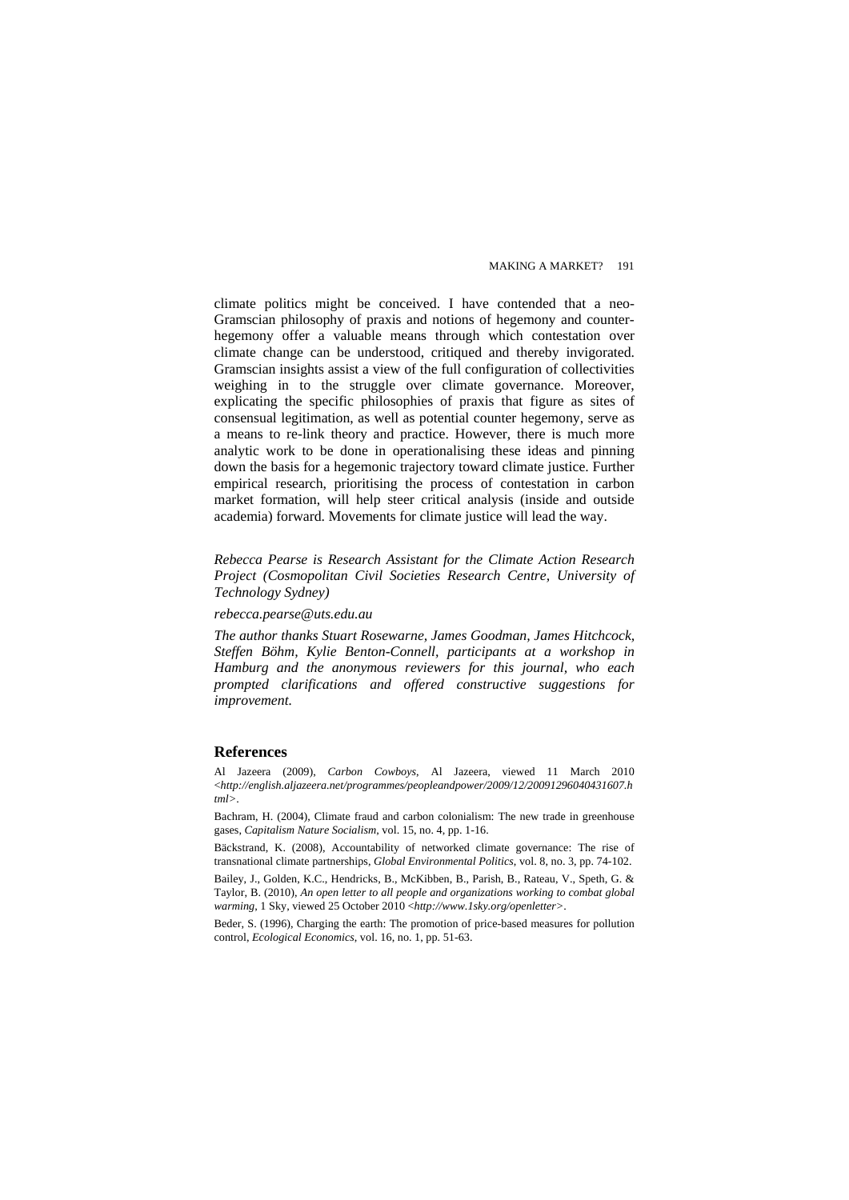climate politics might be conceived. I have contended that a neo-Gramscian philosophy of praxis and notions of hegemony and counter-hegemony offer a valuable means through which contestation over climate change can be understood, critiqued and thereby invigorated. Gramscian insights assist a view of the full configuration of collectivities weighing in to the struggle over climate governance. Moreover, explicating the specific philosophies of praxis that figure as sites of consensual legitimation, as well as potential counter hegemony, serve as a means to re-link theory and practice. However, there is much more analytic work to be done in operationalising these ideas and pinning down the basis for a hegemonic trajectory toward climate justice. Further empirical research, prioritising the process of contestation in carbon market formation, will help steer critical analysis (inside and outside academia) forward. Movements for climate justice will lead the way.

*Rebecca Pearse is Research Assistant for the Climate Action Research Project (Cosmopolitan Civil Societies Research Centre, University of Technology Sydney)*

*rebecca.pearse@uts.edu.au*

*The author thanks Stuart Rosewarne, James Goodman, James Hitchcock, Steffen Böhm, Kylie Benton-Connell, participants at a workshop in Hamburg and the anonymous reviewers for this journal, who each prompted clarifications and offered constructive suggestions for improvement.*

## References

Al Jazeera (2009), *Carbon Cowboys*, Al Jazeera, viewed 11 March 2010 <*http://english.aljazeera.net/programmes/peopleandpower/2009/12/20091296040431607.html*>.

Bachram, H. (2004), Climate fraud and carbon colonialism: The new trade in greenhouse gases, *Capitalism Nature Socialism*, vol. 15, no. 4, pp. 1-16.

Bäckstrand, K. (2008), Accountability of networked climate governance: The rise of transnational climate partnerships, *Global Environmental Politics*, vol. 8, no. 3, pp. 74-102.

Bailey, J., Golden, K.C., Hendricks, B., McKibben, B., Parish, B., Rateau, V., Speth, G. & Taylor, B. (2010), *An open letter to all people and organizations working to combat global warming*, 1 Sky, viewed 25 October 2010 <*http://www.1sky.org/openletter*>.

Beder, S. (1996), Charging the earth: The promotion of price-based measures for pollution control, *Ecological Economics*, vol. 16, no. 1, pp. 51-63.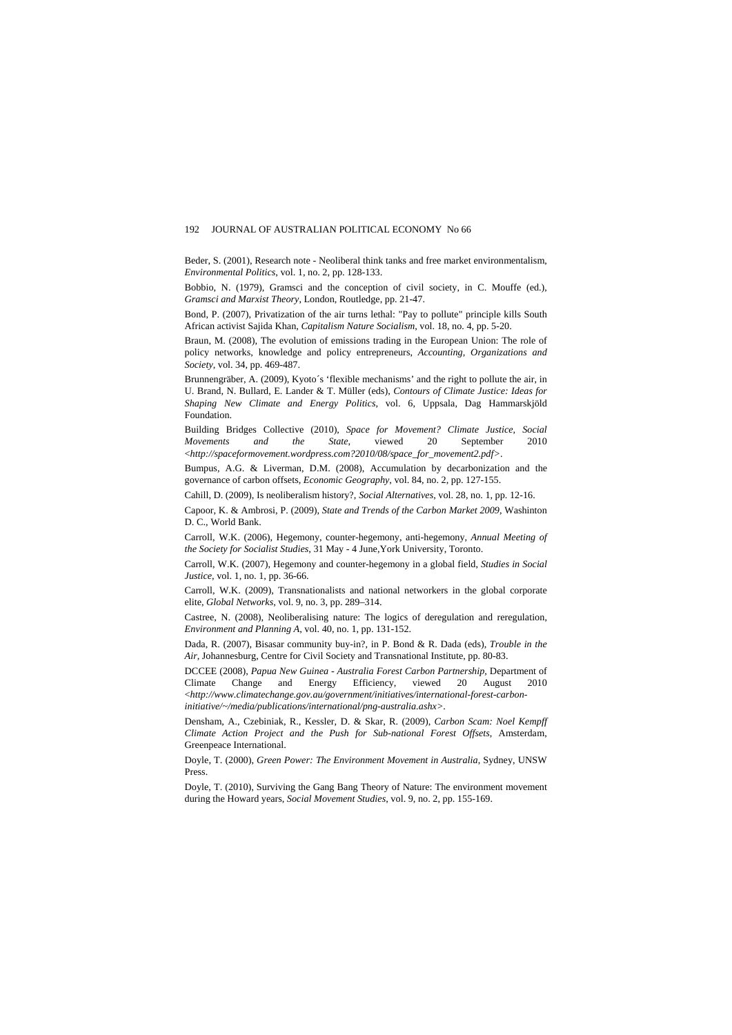Beder, S. (2001), Research note - Neoliberal think tanks and free market environmentalism, *Environmental Politics*, vol. 1, no. 2, pp. 128-133.

Bobbio, N. (1979), Gramsci and the conception of civil society, in C. Mouffe (ed.), *Gramsci and Marxist Theory*, London, Routledge, pp. 21-47.

Bond, P. (2007), Privatization of the air turns lethal: "Pay to pollute" principle kills South African activist Sajida Khan, *Capitalism Nature Socialism*, vol. 18, no. 4, pp. 5-20.

Braun, M. (2008), The evolution of emissions trading in the European Union: The role of policy networks, knowledge and policy entrepreneurs, *Accounting, Organizations and Society*, vol. 34, pp. 469-487.

Brunnengräber, A. (2009), Kyoto´s 'flexible mechanisms' and the right to pollute the air, in U. Brand, N. Bullard, E. Lander & T. Müller (eds), *Contours of Climate Justice: Ideas for Shaping New Climate and Energy Politics*, vol. 6, Uppsala, Dag Hammarskjöld Foundation.

Building Bridges Collective (2010), *Space for Movement? Climate Justice, Social Movements and the State*, viewed 20 September 2010 <*http://spaceformovement.wordpress.com?2010/08/space_for_movement2.pdf*>.

Bumpus, A.G. & Liverman, D.M. (2008), Accumulation by decarbonization and the governance of carbon offsets, *Economic Geography*, vol. 84, no. 2, pp. 127-155.

Cahill, D. (2009), Is neoliberalism history?, *Social Alternatives*, vol. 28, no. 1, pp. 12-16.

Capoor, K. & Ambrosi, P. (2009), *State and Trends of the Carbon Market 2009*, Washinton D. C., World Bank.

Carroll, W.K. (2006), Hegemony, counter-hegemony, anti-hegemony, *Annual Meeting of the Society for Socialist Studies*, 31 May - 4 June,York University, Toronto.

Carroll, W.K. (2007), Hegemony and counter-hegemony in a global field, *Studies in Social Justice*, vol. 1, no. 1, pp. 36-66.

Carroll, W.K. (2009), Transnationalists and national networkers in the global corporate elite, *Global Networks*, vol. 9, no. 3, pp. 289–314.

Castree, N. (2008), Neoliberalising nature: The logics of deregulation and reregulation, *Environment and Planning A*, vol. 40, no. 1, pp. 131-152.

Dada, R. (2007), Bisasar community buy-in?, in P. Bond & R. Dada (eds), *Trouble in the Air*, Johannesburg, Centre for Civil Society and Transnational Institute, pp. 80-83.

DCCEE (2008), *Papua New Guinea - Australia Forest Carbon Partnership*, Department of Climate Change and Energy Efficiency, viewed 20 August 2010 <*http://www.climatechange.gov.au/government/initiatives/international-forest-carbon-initiative/~/media/publications/international/png-australia.ashx*>.

Densham, A., Czebiniak, R., Kessler, D. & Skar, R. (2009), *Carbon Scam: Noel Kempff Climate Action Project and the Push for Sub-national Forest Offsets*, Amsterdam, Greenpeace International.

Doyle, T. (2000), *Green Power: The Environment Movement in Australia*, Sydney, UNSW Press.

Doyle, T. (2010), Surviving the Gang Bang Theory of Nature: The environment movement during the Howard years, *Social Movement Studies*, vol. 9, no. 2, pp. 155-169.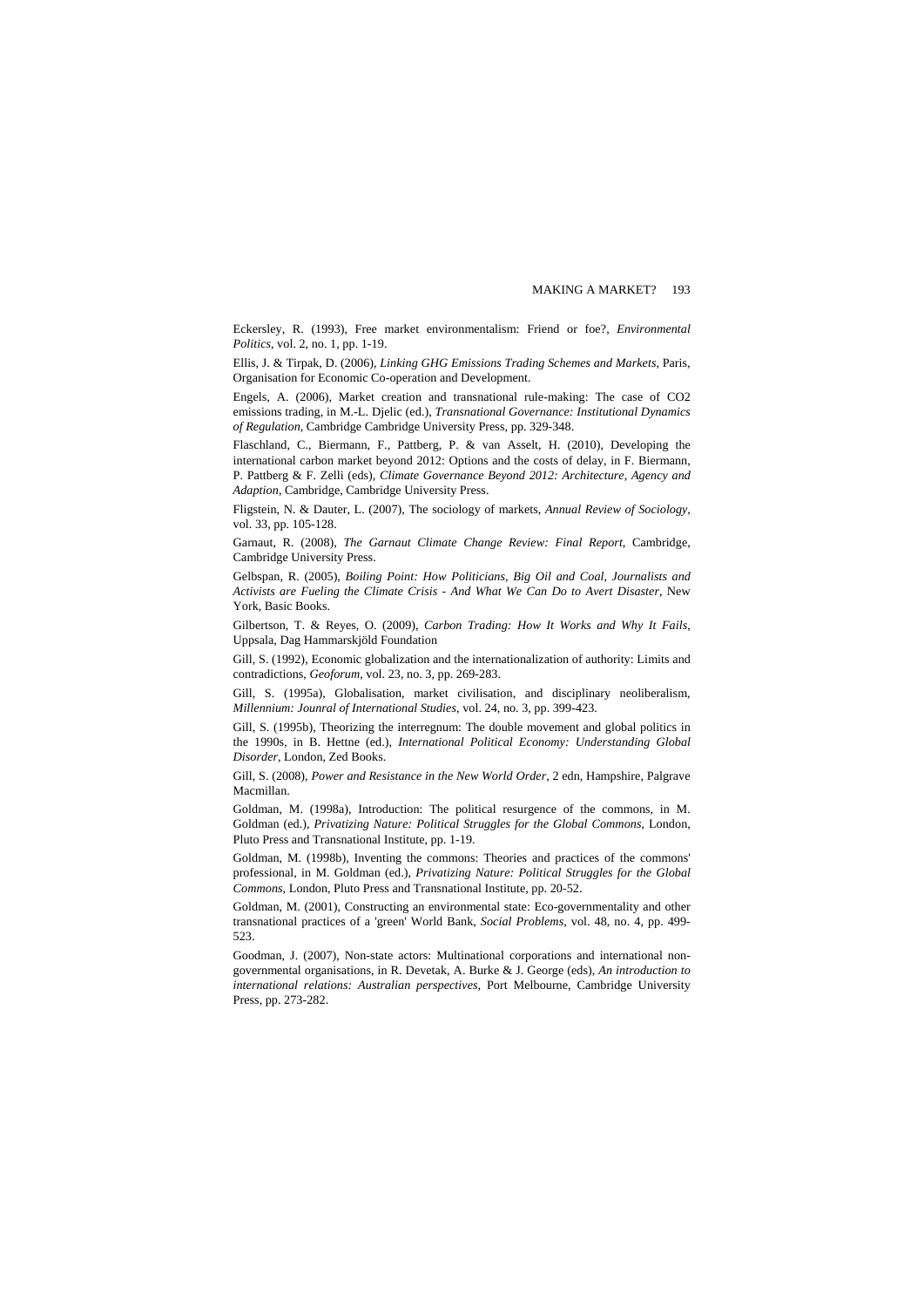Eckersley, R. (1993), Free market environmentalism: Friend or foe?, *Environmental Politics*, vol. 2, no. 1, pp. 1-19.

Ellis, J. & Tirpak, D. (2006), *Linking GHG Emissions Trading Schemes and Markets*, Paris, Organisation for Economic Co-operation and Development.

Engels, A. (2006), Market creation and transnational rule-making: The case of CO2 emissions trading, in M.-L. Djelic (ed.), *Transnational Governance: Institutional Dynamics of Regulation*, Cambridge Cambridge University Press, pp. 329-348.

Flaschland, C., Biermann, F., Pattberg, P. & van Asselt, H. (2010), Developing the international carbon market beyond 2012: Options and the costs of delay, in F. Biermann, P. Pattberg & F. Zelli (eds), *Climate Governance Beyond 2012: Architecture, Agency and Adaption*, Cambridge, Cambridge University Press.

Fligstein, N. & Dauter, L. (2007), The sociology of markets, *Annual Review of Sociology*, vol. 33, pp. 105-128.

Garnaut, R. (2008), *The Garnaut Climate Change Review: Final Report*, Cambridge, Cambridge University Press.

Gelbspan, R. (2005), *Boiling Point: How Politicians, Big Oil and Coal, Journalists and Activists are Fueling the Climate Crisis - And What We Can Do to Avert Disaster*, New York, Basic Books.

Gilbertson, T. & Reyes, O. (2009), *Carbon Trading: How It Works and Why It Fails*, Uppsala, Dag Hammarskjöld Foundation

Gill, S. (1992), Economic globalization and the internationalization of authority: Limits and contradictions, *Geoforum*, vol. 23, no. 3, pp. 269-283.

Gill, S. (1995a), Globalisation, market civilisation, and disciplinary neoliberalism, *Millennium: Jounral of International Studies*, vol. 24, no. 3, pp. 399-423.

Gill, S. (1995b), Theorizing the interregnum: The double movement and global politics in the 1990s, in B. Hettne (ed.), *International Political Economy: Understanding Global Disorder*, London, Zed Books.

Gill, S. (2008), *Power and Resistance in the New World Order*, 2 edn, Hampshire, Palgrave Macmillan.

Goldman, M. (1998a), Introduction: The political resurgence of the commons, in M. Goldman (ed.), *Privatizing Nature: Political Struggles for the Global Commons*, London, Pluto Press and Transnational Institute, pp. 1-19.

Goldman, M. (1998b), Inventing the commons: Theories and practices of the commons' professional, in M. Goldman (ed.), *Privatizing Nature: Political Struggles for the Global Commons*, London, Pluto Press and Transnational Institute, pp. 20-52.

Goldman, M. (2001), Constructing an environmental state: Eco-governmentality and other transnational practices of a 'green' World Bank, *Social Problems*, vol. 48, no. 4, pp. 499-523.

Goodman, J. (2007), Non-state actors: Multinational corporations and international non-governmental organisations, in R. Devetak, A. Burke & J. George (eds), *An introduction to international relations: Australian perspectives*, Port Melbourne, Cambridge University Press, pp. 273-282.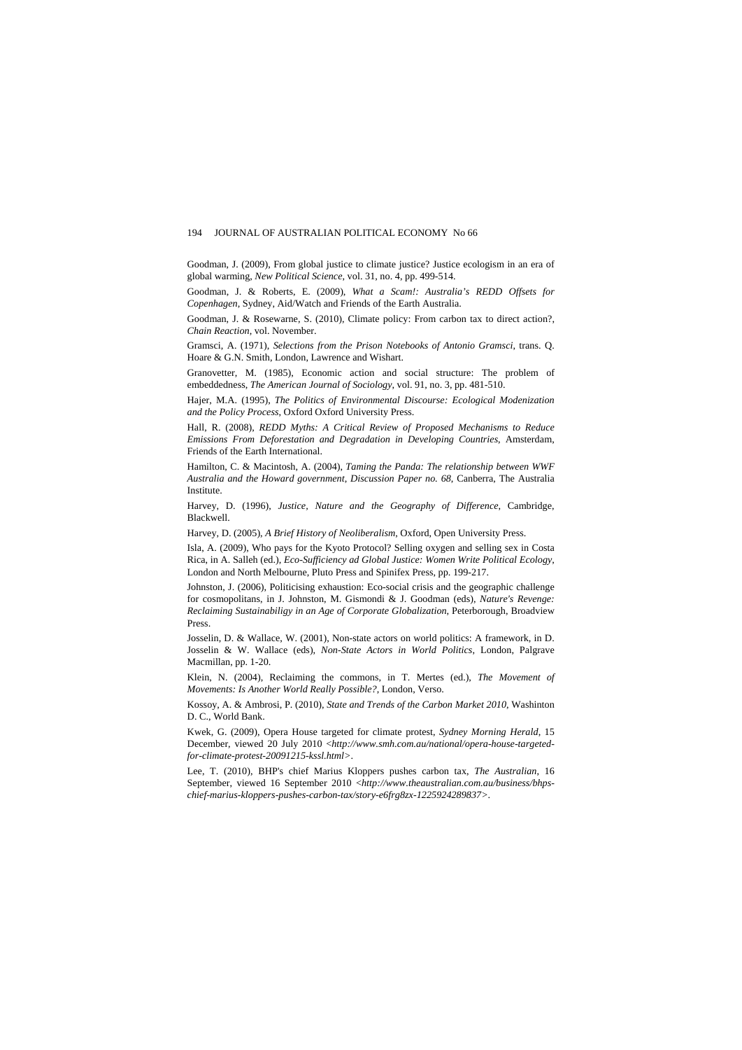Goodman, J. (2009), From global justice to climate justice? Justice ecologism in an era of global warming, *New Political Science*, vol. 31, no. 4, pp. 499-514.

Goodman, J. & Roberts, E. (2009), *What a Scam!: Australia's REDD Offsets for Copenhagen*, Sydney, Aid/Watch and Friends of the Earth Australia.

Goodman, J. & Rosewarne, S. (2010), Climate policy: From carbon tax to direct action?, *Chain Reaction*, vol. November.

Gramsci, A. (1971), *Selections from the Prison Notebooks of Antonio Gramsci*, trans. Q. Hoare & G.N. Smith, London, Lawrence and Wishart.

Granovetter, M. (1985), Economic action and social structure: The problem of embeddedness, *The American Journal of Sociology*, vol. 91, no. 3, pp. 481-510.

Hajer, M.A. (1995), *The Politics of Environmental Discourse: Ecological Modenization and the Policy Process*, Oxford Oxford University Press.

Hall, R. (2008), *REDD Myths: A Critical Review of Proposed Mechanisms to Reduce Emissions From Deforestation and Degradation in Developing Countries*, Amsterdam, Friends of the Earth International.

Hamilton, C. & Macintosh, A. (2004), *Taming the Panda: The relationship between WWF Australia and the Howard government, Discussion Paper no. 68*, Canberra, The Australia Institute.

Harvey, D. (1996), *Justice, Nature and the Geography of Difference*, Cambridge, Blackwell.

Harvey, D. (2005), *A Brief History of Neoliberalism*, Oxford, Open University Press.

Isla, A. (2009), Who pays for the Kyoto Protocol? Selling oxygen and selling sex in Costa Rica, in A. Salleh (ed.), *Eco-Sufficiency ad Global Justice: Women Write Political Ecology*, London and North Melbourne, Pluto Press and Spinifex Press, pp. 199-217.

Johnston, J. (2006), Politicising exhaustion: Eco-social crisis and the geographic challenge for cosmopolitans, in J. Johnston, M. Gismondi & J. Goodman (eds), *Nature's Revenge: Reclaiming Sustainabiligy in an Age of Corporate Globalization*, Peterborough, Broadview Press.

Josselin, D. & Wallace, W. (2001), Non-state actors on world politics: A framework, in D. Josselin & W. Wallace (eds), *Non-State Actors in World Politics*, London, Palgrave Macmillan, pp. 1-20.

Klein, N. (2004), Reclaiming the commons, in T. Mertes (ed.), *The Movement of Movements: Is Another World Really Possible?*, London, Verso.

Kossoy, A. & Ambrosi, P. (2010), *State and Trends of the Carbon Market 2010*, Washinton D. C., World Bank.

Kwek, G. (2009), Opera House targeted for climate protest, *Sydney Morning Herald*, 15 December, viewed 20 July 2010 <*http://www.smh.com.au/national/opera-house-targeted-for-climate-protest-20091215-kssl.html*>.

Lee, T. (2010), BHP's chief Marius Kloppers pushes carbon tax, *The Australian*, 16 September, viewed 16 September 2010 <*http://www.theaustralian.com.au/business/bhps-chief-marius-kloppers-pushes-carbon-tax/story-e6frg8zx-1225924289837*>.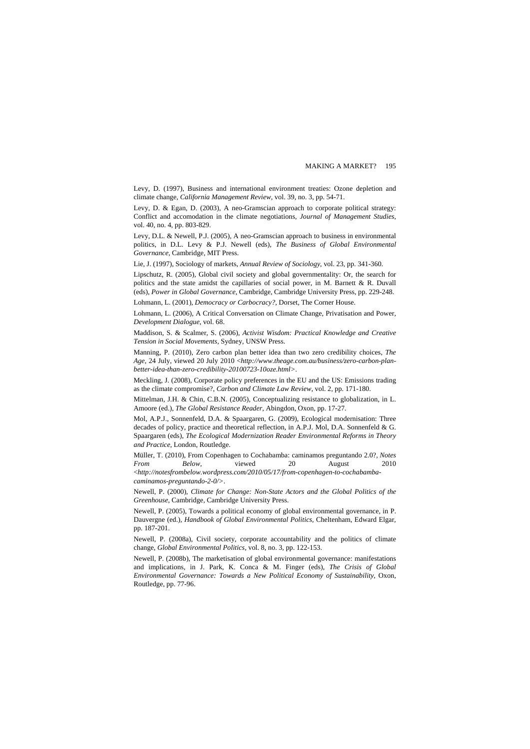Levy, D. (1997), Business and international environment treaties: Ozone depletion and climate change, *California Management Review*, vol. 39, no. 3, pp. 54-71.

Levy, D. & Egan, D. (2003), A neo-Gramscian approach to corporate political strategy: Conflict and accomodation in the climate negotiations, *Journal of Management Studies*, vol. 40, no. 4, pp. 803-829.

Levy, D.L. & Newell, P.J. (2005), A neo-Gramscian approach to business in environmental politics, in D.L. Levy & P.J. Newell (eds), *The Business of Global Environmental Governance*, Cambridge, MIT Press.

Lie, J. (1997), Sociology of markets, *Annual Review of Sociology*, vol. 23, pp. 341-360.

Lipschutz, R. (2005), Global civil society and global governmentality: Or, the search for politics and the state amidst the capillaries of social power, in M. Barnett & R. Duvall (eds), *Power in Global Governance*, Cambridge, Cambridge University Press, pp. 229-248.

Lohmann, L. (2001), *Democracy or Carbocracy?*, Dorset, The Corner House.

Lohmann, L. (2006), A Critical Conversation on Climate Change, Privatisation and Power, *Development Dialogue*, vol. 68.

Maddison, S. & Scalmer, S. (2006), *Activist Wisdom: Practical Knowledge and Creative Tension in Social Movements*, Sydney, UNSW Press.

Manning, P. (2010), Zero carbon plan better idea than two zero credibility choices, *The Age*, 24 July, viewed 20 July 2010 <*http://www.theage.com.au/business/zero-carbon-plan-better-idea-than-zero-credibility-20100723-10oze.html*>.

Meckling, J. (2008), Corporate policy preferences in the EU and the US: Emissions trading as the climate compromise?, *Carbon and Climate Law Review*, vol. 2, pp. 171-180.

Mittelman, J.H. & Chin, C.B.N. (2005), Conceptualizing resistance to globalization, in L. Amoore (ed.), *The Global Resistance Reader*, Abingdon, Oxon, pp. 17-27.

Mol, A.P.J., Sonnenfeld, D.A. & Spaargaren, G. (2009), Ecological modernisation: Three decades of policy, practice and theoretical reflection, in A.P.J. Mol, D.A. Sonnenfeld & G. Spaargaren (eds), *The Ecological Modernization Reader Environmental Reforms in Theory and Practice*, London, Routledge.

Müller, T. (2010), From Copenhagen to Cochababma: caminamos preguntando 2.0?, *Notes From Below*, viewed 20 August 2010 <*http://notesfrombelow.wordpress.com/2010/05/17/from-copenhagen-to-cochabamba-caminamos-preguntando-2-0/*>.

Newell, P. (2000), *Climate for Change: Non-State Actors and the Global Politics of the Greenhouse*, Cambridge, Cambridge University Press.

Newell, P. (2005), Towards a political economy of global environmental governance, in P. Dauvergne (ed.), *Handbook of Global Environmental Politics*, Cheltenham, Edward Elgar, pp. 187-201.

Newell, P. (2008a), Civil society, corporate accountability and the politics of climate change, *Global Environmental Politics*, vol. 8, no. 3, pp. 122-153.

Newell, P. (2008b), The marketisation of global environmental governance: manifestations and implications, in J. Park, K. Conca & M. Finger (eds), *The Crisis of Global Environmental Governance: Towards a New Political Economy of Sustainability*, Oxon, Routledge, pp. 77-96.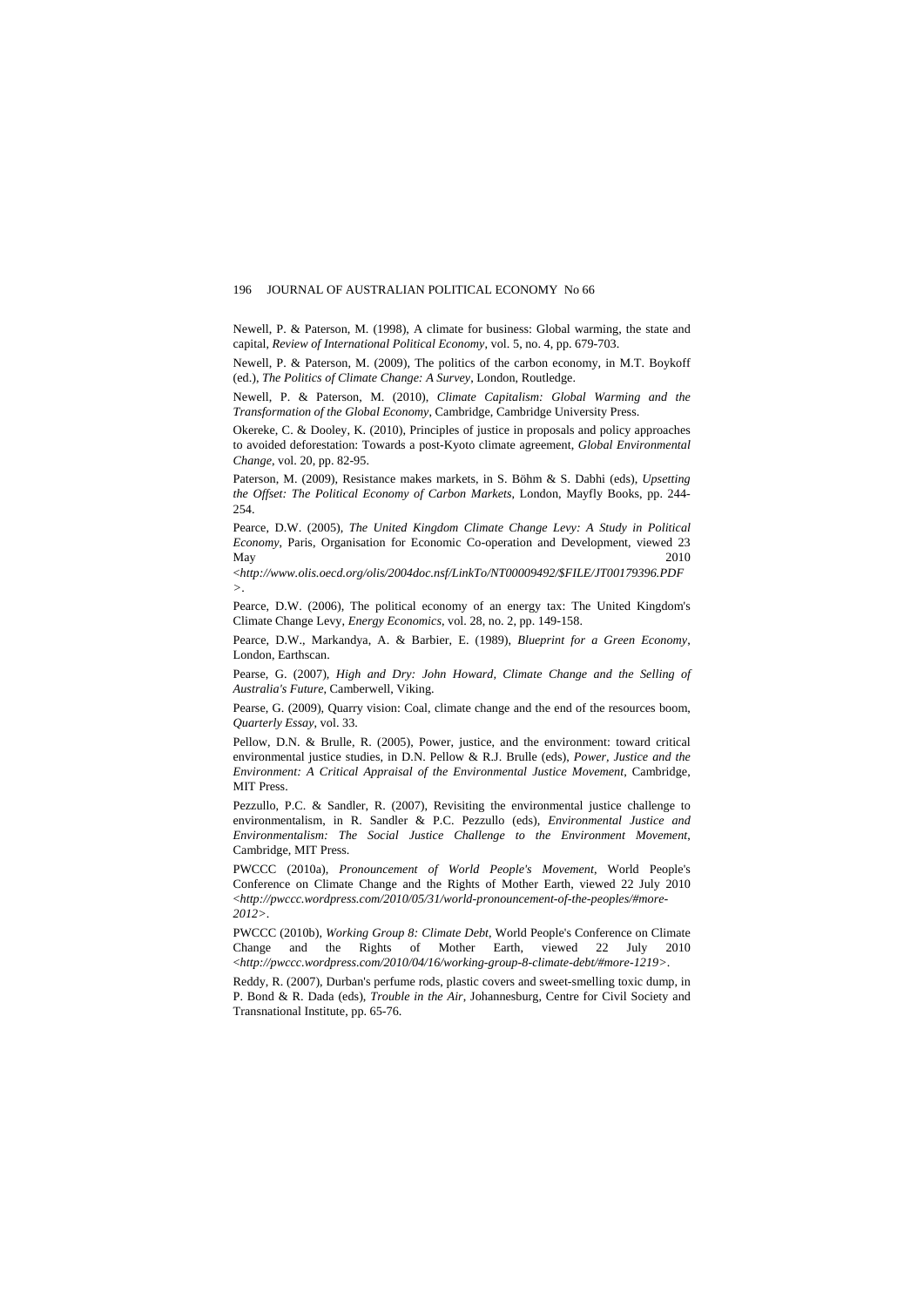Newell, P. & Paterson, M. (1998), A climate for business: Global warming, the state and capital, *Review of International Political Economy*, vol. 5, no. 4, pp. 679-703.

Newell, P. & Paterson, M. (2009), The politics of the carbon economy, in M.T. Boykoff (ed.), *The Politics of Climate Change: A Survey*, London, Routledge.

Newell, P. & Paterson, M. (2010), *Climate Capitalism: Global Warming and the Transformation of the Global Economy*, Cambridge, Cambridge University Press.

Okereke, C. & Dooley, K. (2010), Principles of justice in proposals and policy approaches to avoided deforestation: Towards a post-Kyoto climate agreement, *Global Environmental Change*, vol. 20, pp. 82-95.

Paterson, M. (2009), Resistance makes markets, in S. Böhm & S. Dabhi (eds), *Upsetting the Offset: The Political Economy of Carbon Markets*, London, Mayfly Books, pp. 244-254.

Pearce, D.W. (2005), *The United Kingdom Climate Change Levy: A Study in Political Economy*, Paris, Organisation for Economic Co-operation and Development, viewed 23 May 2010 <*http://www.olis.oecd.org/olis/2004doc.nsf/LinkTo/NT00009492/$FILE/JT00179396.PDF*>.

Pearce, D.W. (2006), The political economy of an energy tax: The United Kingdom's Climate Change Levy, *Energy Economics*, vol. 28, no. 2, pp. 149-158.

Pearce, D.W., Markandya, A. & Barbier, E. (1989), *Blueprint for a Green Economy*, London, Earthscan.

Pearse, G. (2007), *High and Dry: John Howard, Climate Change and the Selling of Australia's Future*, Camberwell, Viking.

Pearse, G. (2009), Quarry vision: Coal, climate change and the end of the resources boom, *Quarterly Essay*, vol. 33.

Pellow, D.N. & Brulle, R. (2005), Power, justice, and the environment: toward critical environmental justice studies, in D.N. Pellow & R.J. Brulle (eds), *Power, Justice and the Environment: A Critical Appraisal of the Environmental Justice Movement*, Cambridge, MIT Press.

Pezzullo, P.C. & Sandler, R. (2007), Revisiting the environmental justice challenge to environmentalism, in R. Sandler & P.C. Pezzullo (eds), *Environmental Justice and Environmentalism: The Social Justice Challenge to the Environment Movement*, Cambridge, MIT Press.

PWCCC (2010a), *Pronouncement of World People's Movement*, World People's Conference on Climate Change and the Rights of Mother Earth, viewed 22 July 2010 <*http://pwccc.wordpress.com/2010/05/31/world-pronouncement-of-the-peoples/#more-2012*>.

PWCCC (2010b), *Working Group 8: Climate Debt*, World People's Conference on Climate Change and the Rights of Mother Earth, viewed 22 July 2010 <*http://pwccc.wordpress.com/2010/04/16/working-group-8-climate-debt/#more-1219*>.

Reddy, R. (2007), Durban's perfume rods, plastic covers and sweet-smelling toxic dump, in P. Bond & R. Dada (eds), *Trouble in the Air*, Johannesburg, Centre for Civil Society and Transnational Institute, pp. 65-76.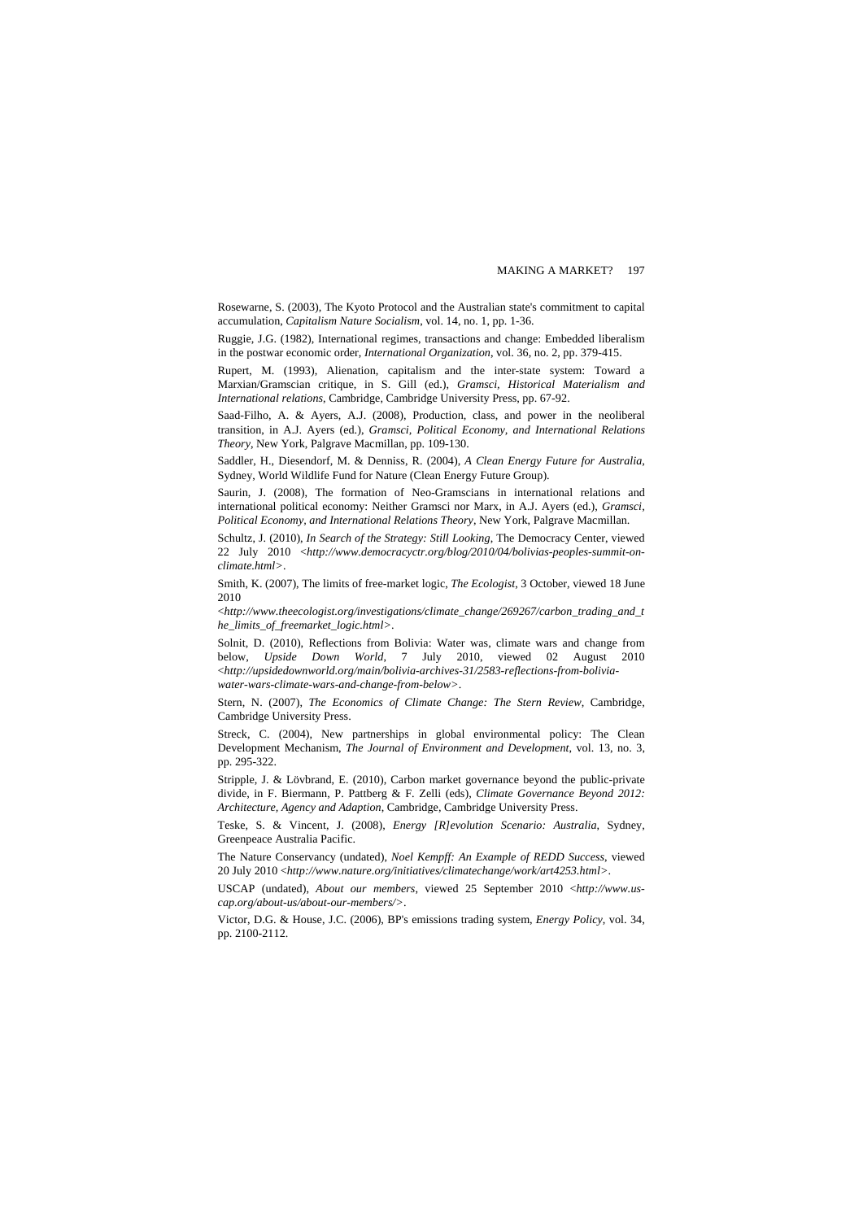Rosewarne, S. (2003), The Kyoto Protocol and the Australian state's commitment to capital accumulation, *Capitalism Nature Socialism*, vol. 14, no. 1, pp. 1-36.

Ruggie, J.G. (1982), International regimes, transactions and change: Embedded liberalism in the postwar economic order, *International Organization*, vol. 36, no. 2, pp. 379-415.

Rupert, M. (1993), Alienation, capitalism and the inter-state system: Toward a Marxian/Gramscian critique, in S. Gill (ed.), *Gramsci, Historical Materialism and International relations*, Cambridge, Cambridge University Press, pp. 67-92.

Saad-Filho, A. & Ayers, A.J. (2008), Production, class, and power in the neoliberal transition, in A.J. Ayers (ed.), *Gramsci, Political Economy, and International Relations Theory*, New York, Palgrave Macmillan, pp. 109-130.

Saddler, H., Diesendorf, M. & Denniss, R. (2004), *A Clean Energy Future for Australia*, Sydney, World Wildlife Fund for Nature (Clean Energy Future Group).

Saurin, J. (2008), The formation of Neo-Gramscians in international relations and international political economy: Neither Gramsci nor Marx, in A.J. Ayers (ed.), *Gramsci, Political Economy, and International Relations Theory*, New York, Palgrave Macmillan.

Schultz, J. (2010), *In Search of the Strategy: Still Looking*, The Democracy Center, viewed 22 July 2010 <*http://www.democracyctr.org/blog/2010/04/bolivias-peoples-summit-on-climate.html*>.

Smith, K. (2007), The limits of free-market logic, *The Ecologist*, 3 October, viewed 18 June 2010 <*http://www.theecologist.org/investigations/climate_change/269267/carbon_trading_and_the_limits_of_freemarket_logic.html*>.

Solnit, D. (2010), Reflections from Bolivia: Water was, climate wars and change from below, *Upside Down World*, 7 July 2010, viewed 02 August 2010 <*http://upsidedownworld.org/main/bolivia-archives-31/2583-reflections-from-bolivia-water-wars-climate-wars-and-change-from-below*>.

Stern, N. (2007), *The Economics of Climate Change: The Stern Review*, Cambridge, Cambridge University Press.

Streck, C. (2004), New partnerships in global environmental policy: The Clean Development Mechanism, *The Journal of Environment and Development*, vol. 13, no. 3, pp. 295-322.

Stripple, J. & Lövbrand, E. (2010), Carbon market governance beyond the public-private divide, in F. Biermann, P. Pattberg & F. Zelli (eds), *Climate Governance Beyond 2012: Architecture, Agency and Adaption*, Cambridge, Cambridge University Press.

Teske, S. & Vincent, J. (2008), *Energy [R]evolution Scenario: Australia*, Sydney, Greenpeace Australia Pacific.

The Nature Conservancy (undated), *Noel Kempff: An Example of REDD Success*, viewed 20 July 2010 <*http://www.nature.org/initiatives/climatechange/work/art4253.html*>.

USCAP (undated), *About our members*, viewed 25 September 2010 <*http://www.us-cap.org/about-us/about-our-members/*>.

Victor, D.G. & House, J.C. (2006), BP's emissions trading system, *Energy Policy*, vol. 34, pp. 2100-2112.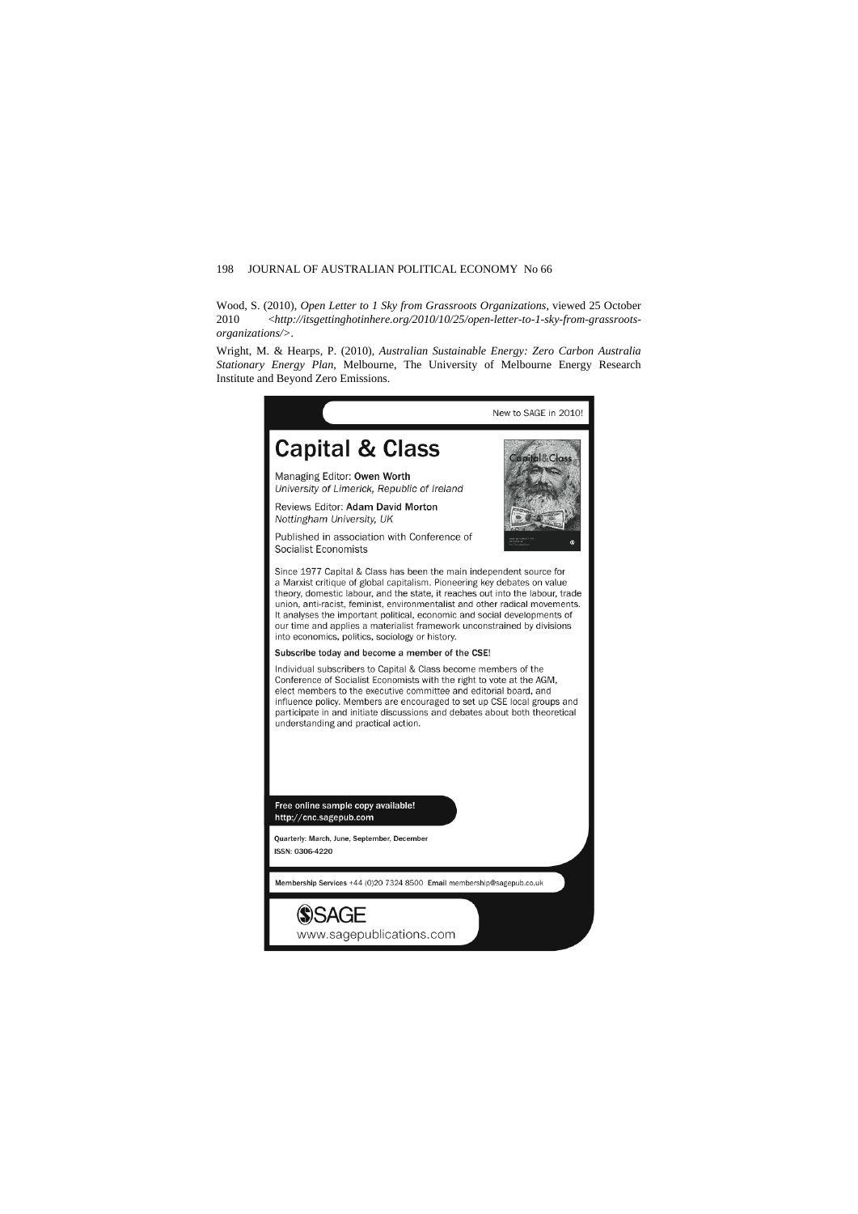Wood, S. (2010), *Open Letter to 1 Sky from Grassroots Organizations*, viewed 25 October 2010 <*http://itsgettinghotinhere.org/2010/10/25/open-letter-to-1-sky-from-grassroots-organizations/*>.

Wright, M. & Hearps, P. (2010), *Australian Sustainable Energy: Zero Carbon Australia Stationary Energy Plan*, Melbourne, The University of Melbourne Energy Research Institute and Beyond Zero Emissions.

New to SAGE in 2010!

# Capital & Class

Managing Editor: **Owen Worth**
*University of Limerick, Republic of Ireland*

Reviews Editor: **Adam David Morton**
*Nottingham University, UK*

Published in association with Conference of Socialist Economists

Since 1977 Capital & Class has been the main independent source for a Marxist critique of global capitalism. Pioneering key debates on value theory, domestic labour, and the state, it reaches out into the labour, trade union, anti-racist, feminist, environmentalist and other radical movements. It analyses the important political, economic and social developments of our time and applies a materialist framework unconstrained by divisions into economics, politics, sociology or history.

**Subscribe today and become a member of the CSE!**

Individual subscribers to Capital & Class become members of the Conference of Socialist Economists with the right to vote at the AGM, elect members to the executive committee and editorial board, and influence policy. Members are encouraged to set up CSE local groups and participate in and initiate discussions and debates about both theoretical understanding and practical action.

**Free online sample copy available!**
**http://cnc.sagepub.com**

**Quarterly: March, June, September, December**
**ISSN: 0306-4220**

**Membership Services** +44 (0)20 7324 8500 **Email** membership@sagepub.co.uk

SAGE
www.sagepublications.com